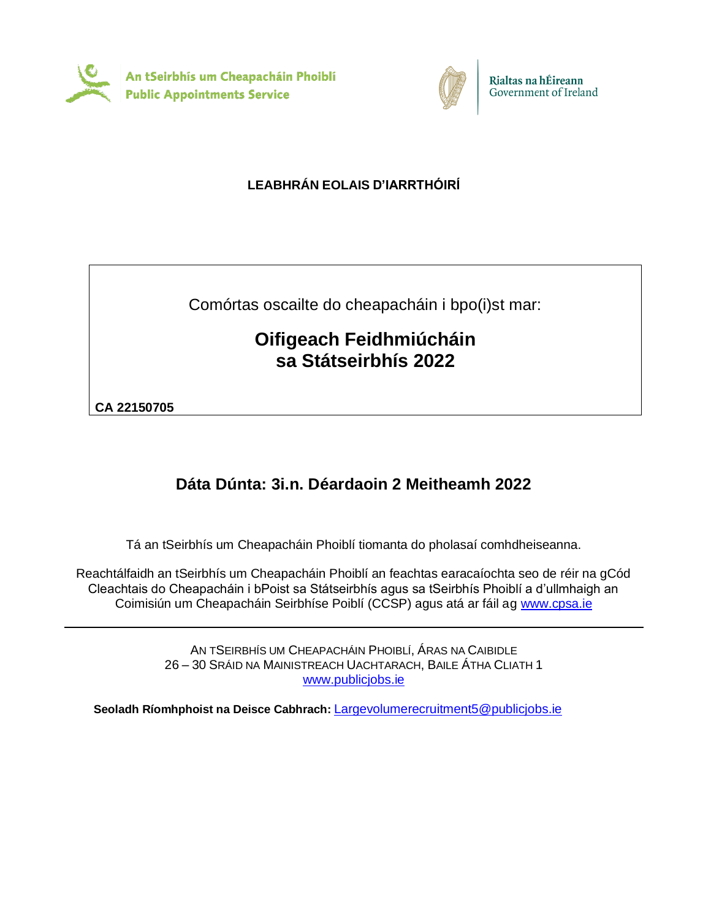An tSeirbhís um Cheapacháin Phoiblí
Public Appointments Service

Rialtas na hÉireann
Government of Ireland

**LEABHRÁN EOLAIS D'IARRTHÓIRÍ**

Comórtas oscailte do cheapacháin i bpo(i)st mar:

# Oifigeach Feidhmiúcháin sa Státseirbhís 2022

**CA 22150705**

## Dáta Dúnta: 3i.n. Déardaoin 2 Meitheamh 2022

Tá an tSeirbhís um Cheapacháin Phoiblí tiomanta do pholasaí comhdheiseanna.

Reachtálfaidh an tSeirbhís um Cheapacháin Phoiblí an feachtas earacaíochta seo de réir na gCód Cleachtais do Cheapacháin i bPoist sa Státseirbhís agus sa tSeirbhís Phoiblí a d'ullmhaigh an Coimisiún um Cheapacháin Seirbhíse Poiblí (CCSP) agus atá ar fáil ag www.cpsa.ie

---

AN TSEIRBHÍS UM CHEAPACHÁIN PHOIBLÍ, ÁRAS NA CAIBIDLE
26 – 30 SRÁID NA MAINISTREACH UACHTARACH, BAILE ÁTHA CLIATH 1
www.publicjobs.ie

**Seoladh Ríomhphoist na Deisce Cabhrach:** Largevolumerecruitment5@publicjobs.ie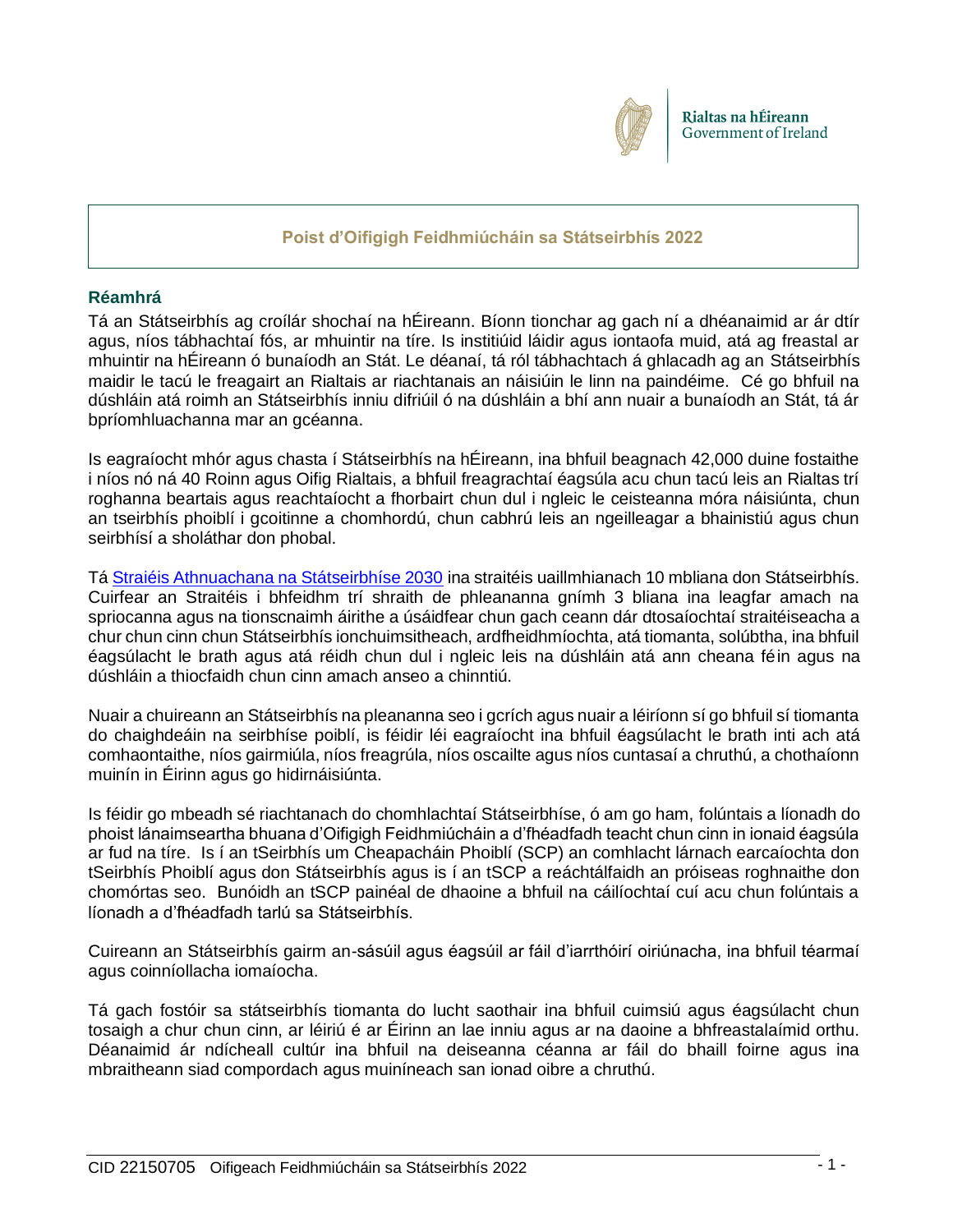Rialtas na hÉireann
Government of Ireland

## Poist d'Oifigigh Feidhmiúcháin sa Státseirbhís 2022

### Réamhrá

Tá an Státseirbhís ag croílár shochaí na hÉireann. Bíonn tionchar ag gach ní a dhéanaimid ar ár dtír agus, níos tábhachtaí fós, ar mhuintir na tíre. Is institiúid láidir agus iontaofa muid, atá ag freastal ar mhuintir na hÉireann ó bunaíodh an Stát. Le déanaí, tá ról tábhachtach á ghlacadh ag an Státseirbhís maidir le tacú le freagairt an Rialtais ar riachtanais an náisiúin le linn na paindéime. Cé go bhfuil na dúshláin atá roimh an Státseirbhís inniu difriúil ó na dúshláin a bhí ann nuair a bunaíodh an Stát, tá ár bpríomhluachanna mar an gcéanna.

Is eagraíocht mhór agus chasta í Státseirbhís na hÉireann, ina bhfuil beagnach 42,000 duine fostaithe i níos nó ná 40 Roinn agus Oifig Rialtais, a bhfuil freagrachtaí éagsúla acu chun tacú leis an Rialtas trí roghanna beartais agus reachtaíocht a fhorbairt chun dul i ngleic le ceisteanna móra náisiúnta, chun an tseirbhís phoiblí i gcoitinne a chomhordú, chun cabhrú leis an ngeilleagar a bhainistiú agus chun seirbhísí a sholáthar don phobal.

Tá [Straiéis Athnuachana na Státseirbhíse 2030] ina straitéis uaillmhianach 10 mbliana don Státseirbhís. Cuirfear an Straitéis i bhfeidhm trí shraith de phleananna gnímh 3 bliana ina leagfar amach na spriocanna agus na tionscnaimh áirithe a úsáidfear chun gach ceann dár dtosaíochtaí straitéiseacha a chur chun cinn chun Státseirbhís ionchuimsitheach, ardfheidhmíochta, atá tiomanta, solúbtha, ina bhfuil éagsúlacht le brath agus atá réidh chun dul i ngleic leis na dúshláin atá ann cheana féin agus na dúshláin a thiocfaidh chun cinn amach anseo a chinntiú.

Nuair a chuireann an Státseirbhís na pleananna seo i gcrích agus nuair a léiríonn sí go bhfuil sí tiomanta do chaighdeáin na seirbhíse poiblí, is féidir léi eagraíocht ina bhfuil éagsúlacht le brath inti ach atá comhaontaithe, níos gairmiúla, níos freagrúla, níos oscailte agus níos cuntasaí a chruthú, a chothaíonn muinín in Éirinn agus go hidirnáisiúnta.

Is féidir go mbeadh sé riachtanach do chomhlachtaí Státseirbhíse, ó am go ham, folúntais a líonadh do phoist lánaimseartha bhuana d'Oifigigh Feidhmiúcháin a d'fhéadfadh teacht chun cinn in ionaid éagsúla ar fud na tíre. Is í an tSeirbhís um Cheapacháin Phoiblí (SCP) an comhlacht lárnach earcaíochta don tSeirbhís Phoiblí agus don Státseirbhís agus is í an tSCP a reáchtálfaidh an próiseas roghnaithe don chomórtas seo. Bunóidh an tSCP painéal de dhaoine a bhfuil na cáilíochtaí cuí acu chun folúntais a líonadh a d'fhéadfadh tarlú sa Státseirbhís.

Cuireann an Státseirbhís gairm an-sásúil agus éagsúil ar fáil d'iarrthóirí oiriúnacha, ina bhfuil téarmaí agus coinníollacha iomaíocha.

Tá gach fostóir sa státseirbhís tiomanta do lucht saothair ina bhfuil cuimsiú agus éagsúlacht chun tosaigh a chur chun cinn, ar léiriú é ar Éirinn an lae inniu agus ar na daoine a bhfreastalaímid orthu. Déanaimid ár ndícheall cultúr ina bhfuil na deiseanna céanna ar fáil do bhaill foirne agus ina mbraitheann siad compordach agus muiníneach san ionad oibre a chruthú.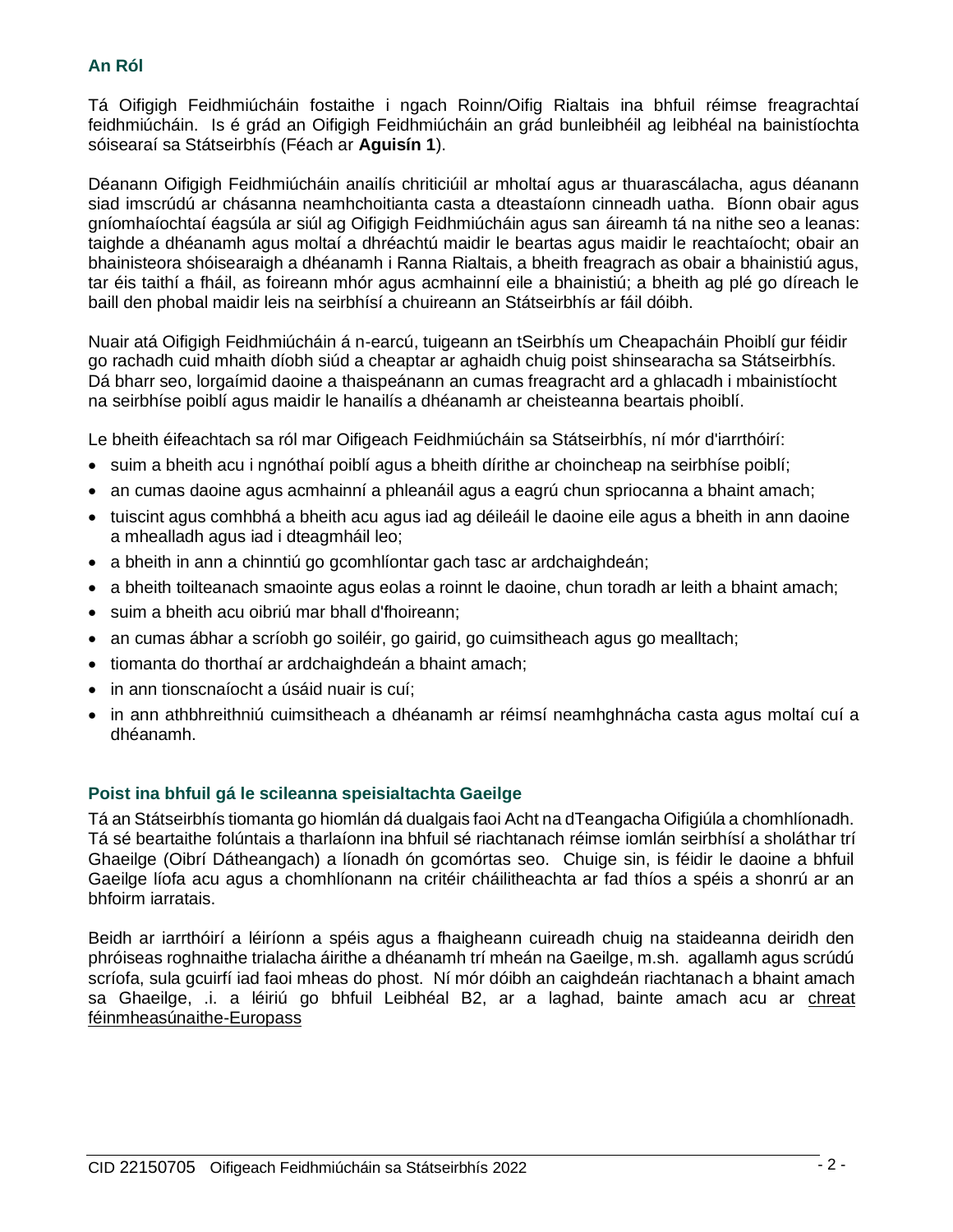## An Ról

Tá Oifigigh Feidhmiúcháin fostaithe i ngach Roinn/Oifig Rialtais ina bhfuil réimse freagrachtaí feidhmiúcháin. Is é grád an Oifigigh Feidhmiúcháin an grád bunleibhéil ag leibhéal na bainistíochta sóisearaí sa Státseirbhís (Féach ar **Aguisín 1**).

Déanann Oifigigh Feidhmiúcháin anailís chriticiúil ar mholtaí agus ar thuarascálacha, agus déanann siad imscrúdú ar chásanna neamhchoitianta casta a dteastaíonn cinneadh uatha. Bíonn obair agus gníomhaíochtaí éagsúla ar siúl ag Oifigigh Feidhmiúcháin agus san áireamh tá na nithe seo a leanas: taighde a dhéanamh agus moltaí a dhréachtú maidir le beartas agus maidir le reachtaíocht; obair an bhainisteora shóisearaigh a dhéanamh i Ranna Rialtais, a bheith freagrach as obair a bhainistiú agus, tar éis taithí a fháil, as foireann mhór agus acmhainní eile a bhainistiú; a bheith ag plé go díreach le baill den phobal maidir leis na seirbhísí a chuireann an Státseirbhís ar fáil dóibh.

Nuair atá Oifigigh Feidhmiúcháin á n-earcú, tuigeann an tSeirbhís um Cheapacháin Phoiblí gur féidir go rachadh cuid mhaith díobh siúd a cheaptar ar aghaidh chuig poist shinsearacha sa Státseirbhís. Dá bharr seo, lorgaímid daoine a thaispeánann an cumas freagracht ard a ghlacadh i mbainistíocht na seirbhíse poiblí agus maidir le hanailís a dhéanamh ar cheisteanna beartais phoiblí.

Le bheith éifeachtach sa ról mar Oifigeach Feidhmiúcháin sa Státseirbhís, ní mór d'iarrthóirí:

- suim a bheith acu i ngnóthaí poiblí agus a bheith dírithe ar choincheap na seirbhíse poiblí;
- an cumas daoine agus acmhainní a phleanáil agus a eagrú chun spriocanna a bhaint amach;
- tuiscint agus comhbhá a bheith acu agus iad ag déileáil le daoine eile agus a bheith in ann daoine a mhealladh agus iad i dteagmháil leo;
- a bheith in ann a chinntiú go gcomhlíontar gach tasc ar ardchaighdeán;
- a bheith toilteanach smaointe agus eolas a roinnt le daoine, chun toradh ar leith a bhaint amach;
- suim a bheith acu oibriú mar bhall d'fhoireann;
- an cumas ábhar a scríobh go soiléir, go gairid, go cuimsitheach agus go mealltach;
- tiomanta do thorthaí ar ardchaighdeán a bhaint amach;
- in ann tionscnaíocht a úsáid nuair is cuí;
- in ann athbhreithniú cuimsitheach a dhéanamh ar réimsí neamhghnácha casta agus moltaí cuí a dhéanamh.

## Poist ina bhfuil gá le scileanna speisialtachta Gaeilge

Tá an Státseirbhís tiomanta go hiomlán dá dualgais faoi Acht na dTeangacha Oifigiúla a chomhlíonadh. Tá sé beartaithe folúntais a tharlaíonn ina bhfuil sé riachtanach réimse iomlán seirbhísí a sholáthar trí Ghaeilge (Oibrí Dátheangach) a líonadh ón gcomórtas seo. Chuige sin, is féidir le daoine a bhfuil Gaeilge líofa acu agus a chomhlíonann na critéir cháilitheachta ar fad thíos a spéis a shonrú ar an bhfoirm iarratais.

Beidh ar iarrthóirí a léiríonn a spéis agus a fhaigheann cuireadh chuig na staideanna deiridh den phróiseas roghnaithe trialacha áirithe a dhéanamh trí mheán na Gaeilge, m.sh. agallamh agus scrúdú scríofa, sula gcuirfí iad faoi mheas do phost. Ní mór dóibh an caighdeán riachtanach a bhaint amach sa Ghaeilge, .i. a léiriú go bhfuil Leibhéal B2, ar a laghad, bainte amach acu ar chreat féinmheasúnaithe-Europass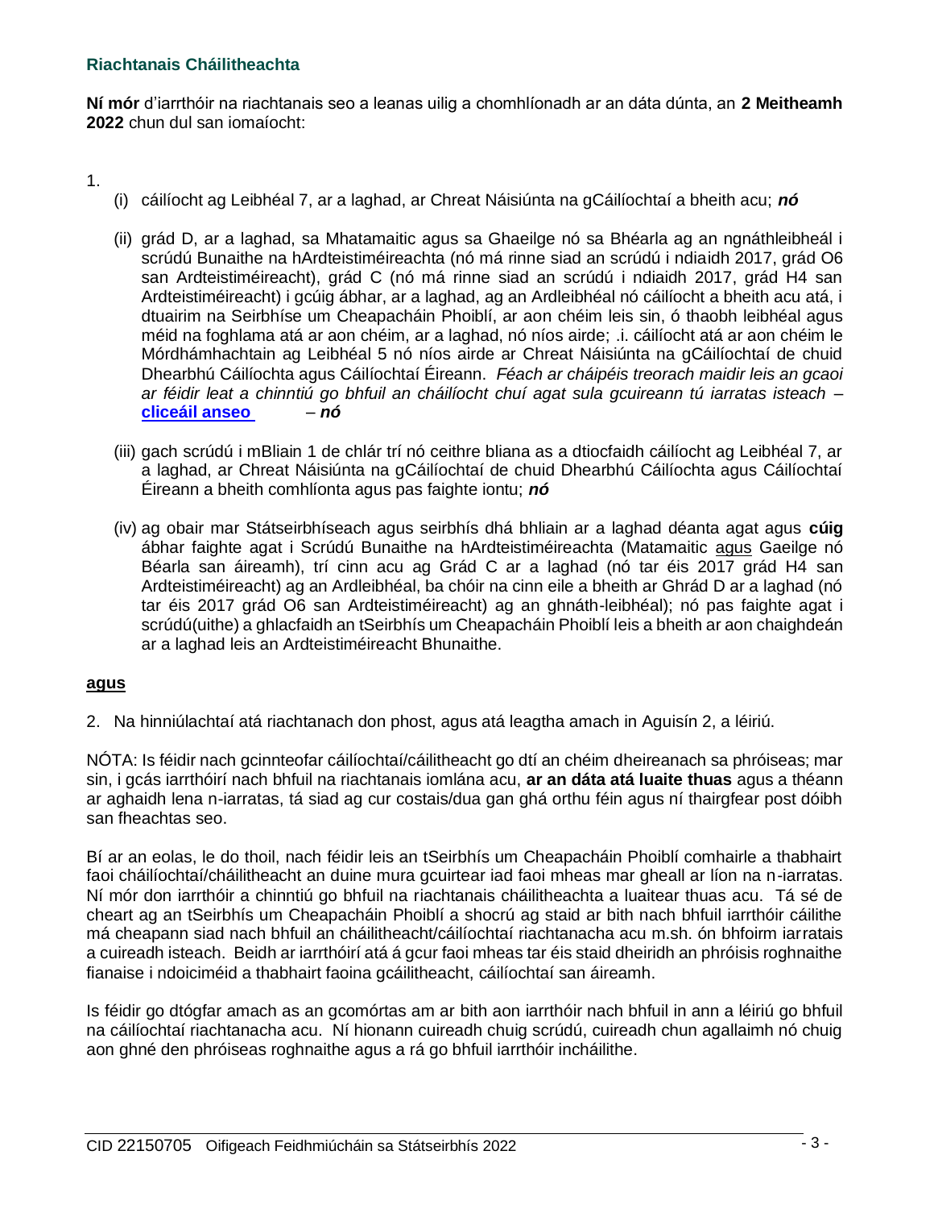## Riachtanais Cháilitheachta

**Ní mór** d'iarrthóir na riachtanais seo a leanas uilig a chomhlíonadh ar an dáta dúnta, an **2 Meitheamh 2022** chun dul san iomaíocht:

1.
   (i) cáilíocht ag Leibhéal 7, ar a laghad, ar Chreat Náisiúnta na gCáilíochtaí a bheith acu; ***nó***

   (ii) grád D, ar a laghad, sa Mhatamaitic agus sa Ghaeilge nó sa Bhéarla ag an ngnáthleibheál i scrúdú Bunaithe na hArdteistiméireachta (nó má rinne siad an scrúdú i ndiaidh 2017, grád O6 san Ardteistiméireacht), grád C (nó má rinne siad an scrúdú i ndiaidh 2017, grád H4 san Ardteistiméireacht) i gcúig ábhar, ar a laghad, ag an Ardleibhéal nó cáilíocht a bheith acu atá, i dtuairim na Seirbhíse um Cheapacháin Phoiblí, ar aon chéim leis sin, ó thaobh leibhéal agus méid na foghlama atá ar aon chéim, ar a laghad, nó níos airde; .i. cáilíocht atá ar aon chéim le Mórdhámhachtain ag Leibhéal 5 nó níos airde ar Chreat Náisiúnta na gCáilíochtaí de chuid Dhearbhú Cáilíochta agus Cáilíochtaí Éireann. *Féach ar cháipéis treorach maidir leis an gcaoi ar féidir leat a chinntiú go bhfuil an cháilíocht chuí agat sula gcuireann tú iarratas isteach –* **[cliceáil anseo](#)** *–* ***nó***

   (iii) gach scrúdú i mBliain 1 de chlár trí nó ceithre bliana as a dtiocfaidh cáilíocht ag Leibhéal 7, ar a laghad, ar Chreat Náisiúnta na gCáilíochtaí de chuid Dhearbhú Cáilíochta agus Cáilíochtaí Éireann a bheith comhlíonta agus pas faighte iontu; ***nó***

   (iv) ag obair mar Státseirbhíseach agus seirbhís dhá bhliain ar a laghad déanta agat agus **cúig** ábhar faighte agat i Scrúdú Bunaithe na hArdteistiméireachta (Matamaitic agus Gaeilge nó Béarla san áireamh), trí cinn acu ag Grád C ar a laghad (nó tar éis 2017 grád H4 san Ardteistiméireacht) ag an Ardleibhéal, ba chóir na cinn eile a bheith ar Ghrád D ar a laghad (nó tar éis 2017 grád O6 san Ardteistiméireacht) ag an ghnáth-leibhéal); nó pas faighte agat i scrúdú(uithe) a ghlacfaidh an tSeirbhís um Cheapacháin Phoiblí leis a bheith ar aon chaighdeán ar a laghad leis an Ardteistiméireacht Bhunaithe.

**agus**

2. Na hinniúlachtaí atá riachtanach don phost, agus atá leagtha amach in Aguisín 2, a léiriú.

NÓTA: Is féidir nach gcinnteofar cáilíochtaí/cáilitheacht go dtí an chéim dheireanach sa phróiseas; mar sin, i gcás iarrthóirí nach bhfuil na riachtanais iomlána acu, **ar an dáta atá luaite thuas** agus a théann ar aghaidh lena n-iarratas, tá siad ag cur costais/dua gan ghá orthu féin agus ní thairgfear post dóibh san fheachtas seo.

Bí ar an eolas, le do thoil, nach féidir leis an tSeirbhís um Cheapacháin Phoiblí comhairle a thabhairt faoi cháilíochtaí/cháilitheacht an duine mura gcuirtear iad faoi mheas mar gheall ar líon na n-iarratas. Ní mór don iarrthóir a chinntiú go bhfuil na riachtanais cháilitheachta a luaitear thuas acu. Tá sé de cheart ag an tSeirbhís um Cheapacháin Phoiblí a shocrú ag staid ar bith nach bhfuil iarrthóir cáilithe má cheapann siad nach bhfuil an cháilitheacht/cáilíochtaí riachtanacha acu m.sh. ón bhfoirm iarratais a cuireadh isteach. Beidh ar iarrthóirí atá á gcur faoi mheas tar éis staid dheiridh an phróisis roghnaithe fianaise i ndoiciméid a thabhairt faoina gcáilitheacht, cáilíochtaí san áireamh.

Is féidir go dtógfar amach as an gcomórtas am ar bith aon iarrthóir nach bhfuil in ann a léiriú go bhfuil na cáilíochtaí riachtanacha acu. Ní hionann cuireadh chuig scrúdú, cuireadh chun agallaimh nó chuig aon ghné den phróiseas roghnaithe agus a rá go bhfuil iarrthóir incháilithe.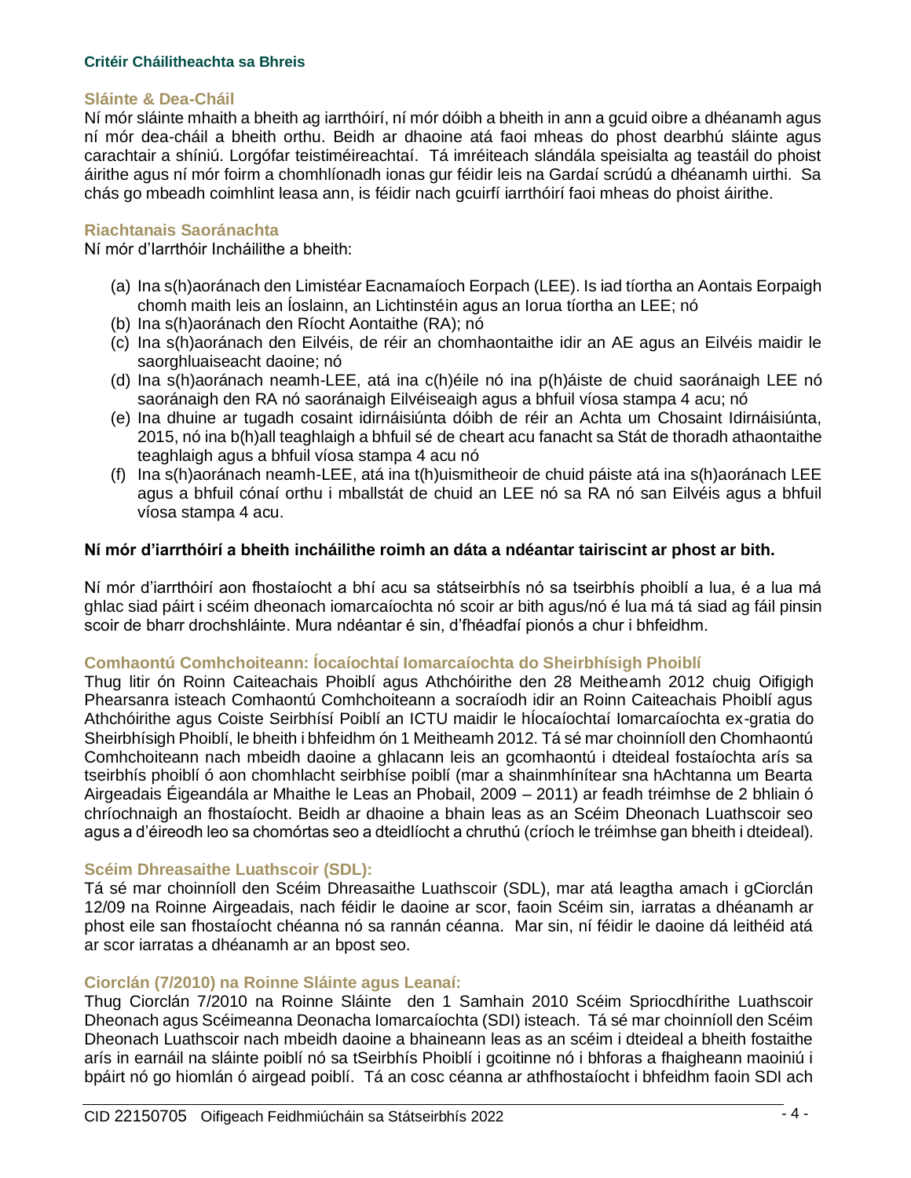#### Critéir Cháilitheachta sa Bhreis

### Sláinte & Dea-Cháil

Ní mór sláinte mhaith a bheith ag iarrthóirí, ní mór dóibh a bheith in ann a gcuid oibre a dhéanamh agus ní mór dea-cháil a bheith orthu. Beidh ar dhaoine atá faoi mheas do phost dearbhú sláinte agus carachtair a shíniú. Lorgófar teistiméireachtaí. Tá imréiteach slándála speisialta ag teastáil do phoist áirithe agus ní mór foirm a chomhlíonadh ionas gur féidir leis na Gardaí scrúdú a dhéanamh uirthi. Sa chás go mbeadh coimhlint leasa ann, is féidir nach gcuirfí iarrthóirí faoi mheas do phoist áirithe.

### Riachtanais Saoránachta

Ní mór d'Iarrthóir Incháilithe a bheith:

(a) Ina s(h)aoránach den Limistéar Eacnamaíoch Eorpach (LEE). Is iad tíortha an Aontais Eorpaigh chomh maith leis an Íoslainn, an Lichtinstéin agus an Iorua tíortha an LEE; nó
(b) Ina s(h)aoránach den Ríocht Aontaithe (RA); nó
(c) Ina s(h)aoránach den Eilvéis, de réir an chomhaontaithe idir an AE agus an Eilvéis maidir le saorghluaiseacht daoine; nó
(d) Ina s(h)aoránach neamh-LEE, atá ina c(h)éile nó ina p(h)áiste de chuid saoránaigh LEE nó saoránaigh den RA nó saoránaigh Eilvéiseaigh agus a bhfuil víosa stampa 4 acu; nó
(e) Ina dhuine ar tugadh cosaint idirnáisiúnta dóibh de réir an Achta um Chosaint Idirnáisiúnta, 2015, nó ina b(h)all teaghlaigh a bhfuil sé de cheart acu fanacht sa Stát de thoradh athaontaithe teaghlaigh agus a bhfuil víosa stampa 4 acu nó
(f) Ina s(h)aoránach neamh-LEE, atá ina t(h)uismitheoir de chuid páiste atá ina s(h)aoránach LEE agus a bhfuil cónaí orthu i mballstát de chuid an LEE nó sa RA nó san Eilvéis agus a bhfuil víosa stampa 4 acu.

**Ní mór d'iarrthóirí a bheith incháilithe roimh an dáta a ndéantar tairiscint ar phost ar bith.**

Ní mór d'iarrthóirí aon fhostaíocht a bhí acu sa státseirbhís nó sa tseirbhís phoiblí a lua, é a lua má ghlac siad páirt i scéim dheonach iomarcaíochta nó scoir ar bith agus/nó é lua má tá siad ag fáil pinsin scoir de bharr drochshláinte. Mura ndéantar é sin, d'fhéadfaí pionós a chur i bhfeidhm.

### Comhaontú Comhchoiteann: Íocaíochtaí Iomarcaíochta do Sheirbhísigh Phoiblí

Thug litir ón Roinn Caiteachais Phoiblí agus Athchóirithe den 28 Meitheamh 2012 chuig Oifigigh Phearsanra isteach Comhaontú Comhchoiteann a socraíodh idir an Roinn Caiteachais Phoiblí agus Athchóirithe agus Coiste Seirbhísí Poiblí an ICTU maidir le hÍocaíochtaí Iomarcaíochta ex-gratia do Sheirbhísigh Phoiblí, le bheith i bhfeidhm ón 1 Meitheamh 2012. Tá sé mar choinníoll den Chomhaontú Comhchoiteann nach mbeidh daoine a ghlacann leis an gcomhaontú i dteideal fostaíochta arís sa tseirbhís phoiblí ó aon chomhlacht seirbhíse poiblí (mar a shainmhínítear sna hAchtanna um Bearta Airgeadais Éigeandála ar Mhaithe le Leas an Phobail, 2009 – 2011) ar feadh tréimhse de 2 bhliain ó chríochnaigh an fhostaíocht. Beidh ar dhaoine a bhain leas as an Scéim Dheonach Luathscoir seo agus a d'éireodh leo sa chomórtas seo a dteidlíocht a chruthú (críoch le tréimhse gan bheith i dteideal).

### Scéim Dhreasaithe Luathscoir (SDL):

Tá sé mar choinníoll den Scéim Dhreasaithe Luathscoir (SDL), mar atá leagtha amach i gCiorclán 12/09 na Roinne Airgeadais, nach féidir le daoine ar scor, faoin Scéim sin, iarratas a dhéanamh ar phost eile san fhostaíocht chéanna nó sa rannán céanna. Mar sin, ní féidir le daoine dá leithéid atá ar scor iarratas a dhéanamh ar an bpost seo.

### Ciorclán (7/2010) na Roinne Sláinte agus Leanaí:

Thug Ciorclán 7/2010 na Roinne Sláinte den 1 Samhain 2010 Scéim Spriocdhírithe Luathscoir Dheonach agus Scéimeanna Deonacha Iomarcaíochta (SDI) isteach. Tá sé mar choinníoll den Scéim Dheonach Luathscoir nach mbeidh daoine a bhaineann leas as an scéim i dteideal a bheith fostaithe arís in earnáil na sláinte poiblí nó sa tSeirbhís Phoiblí i gcoitinne nó i bhforas a fhaigheann maoiniú i bpáirt nó go hiomlán ó airgead poiblí. Tá an cosc céanna ar athfhostaíocht i bhfeidhm faoin SDI ach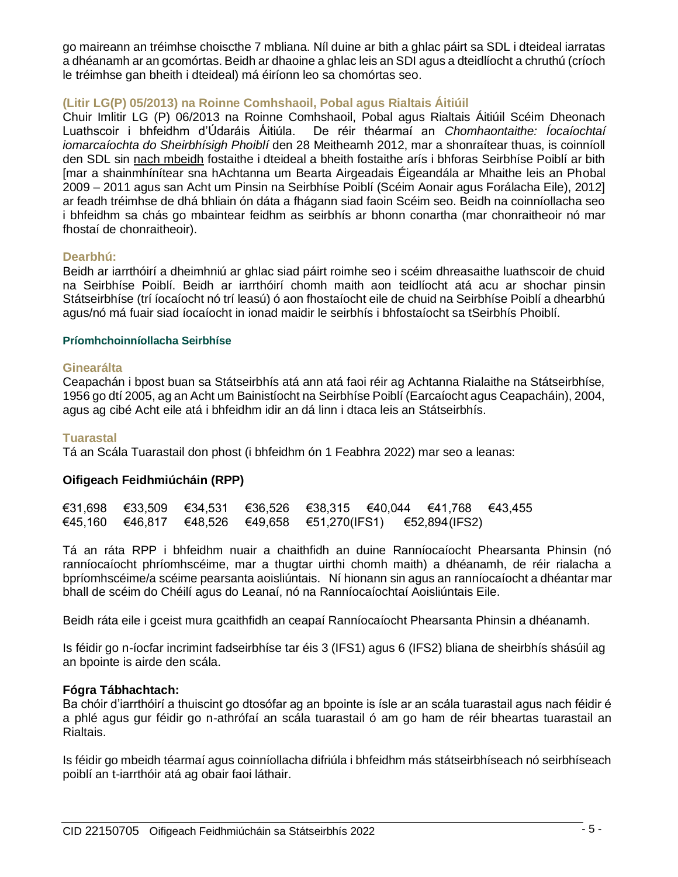go maireann an tréimhse choiscthe 7 mbliana. Níl duine ar bith a ghlac páirt sa SDL i dteideal iarratas a dhéanamh ar an gcomórtas. Beidh ar dhaoine a ghlac leis an SDI agus a dteidlíocht a chruthú (críoch le tréimhse gan bheith i dteideal) má éiríonn leo sa chomórtas seo.

### (Litir LG(P) 05/2013) na Roinne Comhshaoil, Pobal agus Rialtais Áitiúil

Chuir Imlitir LG (P) 06/2013 na Roinne Comhshaoil, Pobal agus Rialtais Áitiúil Scéim Dheonach Luathscoir i bhfeidhm d'Údaráis Áitiúla. De réir théarmaí an *Chomhaontaithe: Íocaíochtaí iomarcaíochta do Sheirbhísigh Phoiblí* den 28 Meitheamh 2012, mar a shonraítear thuas, is coinníoll den SDL sin nach mbeidh fostaithe i dteideal a bheith fostaithe arís i bhforas Seirbhíse Poiblí ar bith [mar a shainmhínítear sna hAchtanna um Bearta Airgeadais Éigeandála ar Mhaithe leis an Phobal 2009 – 2011 agus san Acht um Pinsin na Seirbhíse Poiblí (Scéim Aonair agus Forálacha Eile), 2012] ar feadh tréimhse de dhá bhliain ón dáta a fhágann siad faoin Scéim seo. Beidh na coinníollacha seo i bhfeidhm sa chás go mbaintear feidhm as seirbhís ar bhonn conartha (mar chonraitheoir nó mar fhostaí de chonraitheoir).

### Dearbhú:

Beidh ar iarrthóirí a dheimhniú ar ghlac siad páirt roimhe seo i scéim dhreasaithe luathscoir de chuid na Seirbhíse Poiblí. Beidh ar iarrthóirí chomh maith aon teidlíocht atá acu ar shochar pinsin Státseirbhíse (trí íocaíocht nó trí leasú) ó aon fhostaíocht eile de chuid na Seirbhíse Poiblí a dhearbhú agus/nó má fuair siad íocaíocht in ionad maidir le seirbhís i bhfostaíocht sa tSeirbhís Phoiblí.

## Príomhchoinníollacha Seirbhíse

### Ginearálta

Ceapachán i bpost buan sa Státseirbhís atá ann atá faoi réir ag Achtanna Rialaithe na Státseirbhíse, 1956 go dtí 2005, ag an Acht um Bainistíocht na Seirbhíse Poiblí (Earcaíocht agus Ceapacháin), 2004, agus ag cibé Acht eile atá i bhfeidhm idir an dá linn i dtaca leis an Státseirbhís.

### Tuarastal

Tá an Scála Tuarastail don phost (i bhfeidhm ón 1 Feabhra 2022) mar seo a leanas:

**Oifigeach Feidhmiúcháin (RPP)**

€31,698 €33,509 €34,531 €36,526 €38,315 €40,044 €41,768 €43,455
€45,160 €46,817 €48,526 €49,658 €51,270(IFS1) €52,894(IFS2)

Tá an ráta RPP i bhfeidhm nuair a chaithfidh an duine Ranníocaíocht Phearsanta Phinsin (nó ranníocaíocht phríomhscéime, mar a thugtar uirthi chomh maith) a dhéanamh, de réir rialacha a bpríomhscéime/a scéime pearsanta aoisliúntais. Ní hionann sin agus an ranníocaíocht a dhéantar mar bhall de scéim do Chéilí agus do Leanaí, nó na Ranníocaíochtaí Aoisliúntais Eile.

Beidh ráta eile i gceist mura gcaithfidh an ceapaí Ranníocaíocht Phearsanta Phinsin a dhéanamh.

Is féidir go n-íocfar incrimint fadseirbhíse tar éis 3 (IFS1) agus 6 (IFS2) bliana de sheirbhís shásúil ag an bpointe is airde den scála.

**Fógra Tábhachtach:**
Ba chóir d'iarrthóirí a thuiscint go dtosófar ag an bpointe is ísle ar an scála tuarastail agus nach féidir é a phlé agus gur féidir go n-athrófaí an scála tuarastail ó am go ham de réir bheartas tuarastail an Rialtais.

Is féidir go mbeidh téarmaí agus coinníollacha difriúla i bhfeidhm más státseirbhíseach nó seirbhíseach poiblí an t-iarrthóir atá ag obair faoi láthair.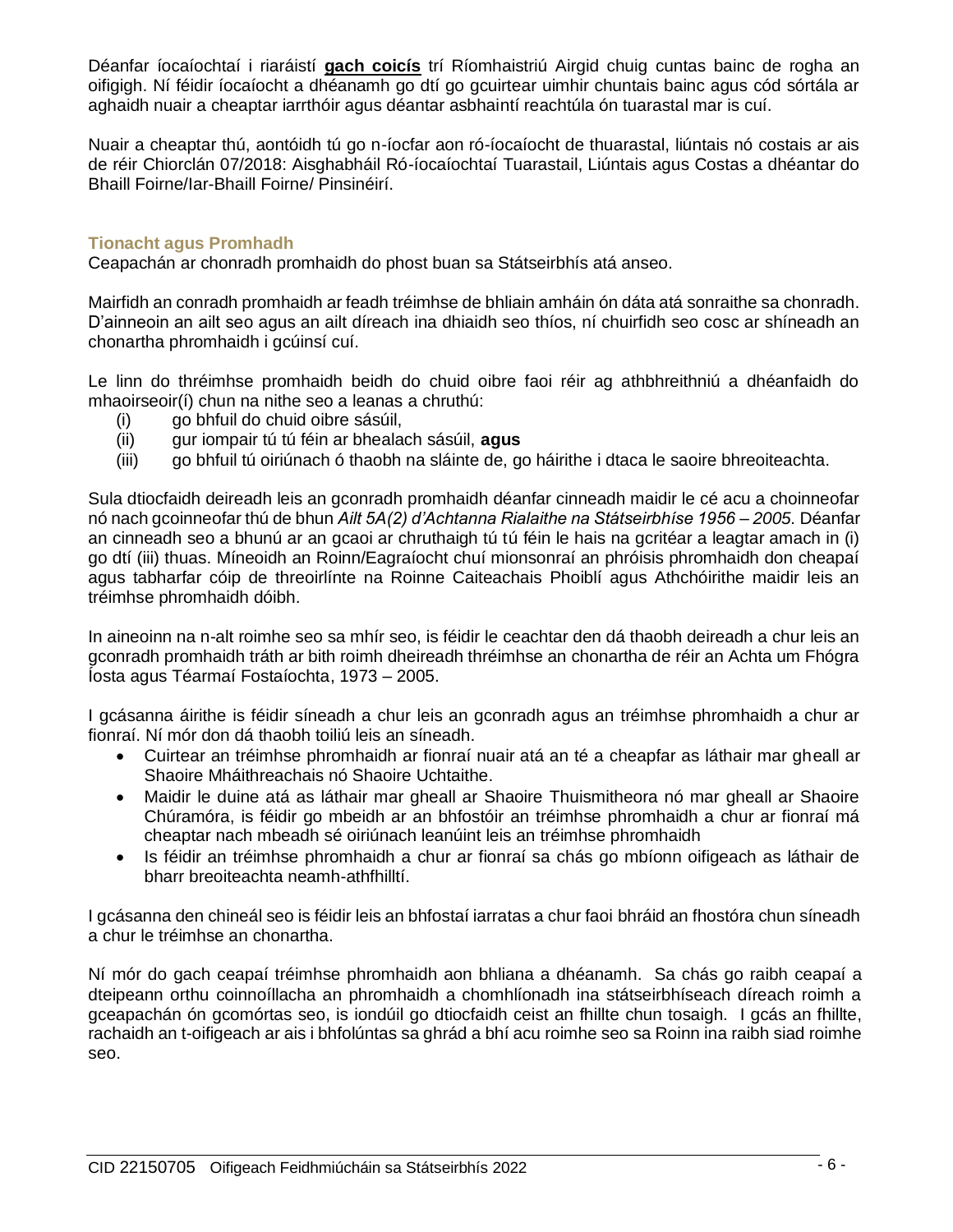Déanfar íocaíochtaí i riaráistí **gach coicís** trí Ríomhaistriú Airgid chuig cuntas bainc de rogha an oifigigh. Ní féidir íocaíocht a dhéanamh go dtí go gcuirtear uimhir chuntais bainc agus cód sórtála ar aghaidh nuair a cheaptar iarrthóir agus déantar asbhaintí reachtúla ón tuarastal mar is cuí.

Nuair a cheaptar thú, aontóidh tú go n-íocfar aon ró-íocaíocht de thuarastal, liúntais nó costais ar ais de réir Chiorclán 07/2018: Aisghabháil Ró-íocaíochtaí Tuarastail, Liúntais agus Costas a dhéantar do Bhaill Foirne/Iar-Bhaill Foirne/ Pinsinéirí.

## Tionacht agus Promhadh

Ceapachán ar chonradh promhaidh do phost buan sa Státseirbhís atá anseo.

Mairfidh an conradh promhaidh ar feadh tréimhse de bhliain amháin ón dáta atá sonraithe sa chonradh. D'ainneoin an ailt seo agus an ailt díreach ina dhiaidh seo thíos, ní chuirfidh seo cosc ar shíneadh an chonartha phromhaidh i gcúinsí cuí.

Le linn do thréimhse promhaidh beidh do chuid oibre faoi réir ag athbhreithniú a dhéanfaidh do mhaoirseoir(í) chun na nithe seo a leanas a chruthú:

- (i) go bhfuil do chuid oibre sásúil,
- (ii) gur iompair tú tú féin ar bhealach sásúil, **agus**
- (iii) go bhfuil tú oiriúnach ó thaobh na sláinte de, go háirithe i dtaca le saoire bhreoiteachta.

Sula dtiocfaidh deireadh leis an gconradh promhaidh déanfar cinneadh maidir le cé acu a choinneofar nó nach gcoinneofar thú de bhun *Ailt 5A(2) d'Achtanna Rialaithe na Státseirbhíse 1956 – 2005*. Déanfar an cinneadh seo a bhunú ar an gcaoi ar chruthaigh tú tú féin le hais na gcritéar a leagtar amach in (i) go dtí (iii) thuas. Míneoidh an Roinn/Eagraíocht chuí mionsonraí an phróisis phromhaidh don cheapaí agus tabharfar cóip de threoirlínte na Roinne Caiteachais Phoiblí agus Athchóirithe maidir leis an tréimhse phromhaidh dóibh.

In aineoinn na n-alt roimhe seo sa mhír seo, is féidir le ceachtar den dá thaobh deireadh a chur leis an gconradh promhaidh tráth ar bith roimh dheireadh thréimhse an chonartha de réir an Achta um Fhógra Íosta agus Téarmaí Fostaíochta, 1973 – 2005.

I gcásanna áirithe is féidir síneadh a chur leis an gconradh agus an tréimhse phromhaidh a chur ar fionraí. Ní mór don dá thaobh toiliú leis an síneadh.

- Cuirtear an tréimhse phromhaidh ar fionraí nuair atá an té a cheapfar as láthair mar gheall ar Shaoire Mháithreachais nó Shaoire Uchtaithe.
- Maidir le duine atá as láthair mar gheall ar Shaoire Thuismitheora nó mar gheall ar Shaoire Chúramóra, is féidir go mbeidh ar an bhfostóir an tréimhse phromhaidh a chur ar fionraí má cheaptar nach mbeadh sé oiriúnach leanúint leis an tréimhse phromhaidh
- Is féidir an tréimhse phromhaidh a chur ar fionraí sa chás go mbíonn oifigeach as láthair de bharr breoiteachta neamh-athfhilltí.

I gcásanna den chineál seo is féidir leis an bhfostaí iarratas a chur faoi bhráid an fhostóra chun síneadh a chur le tréimhse an chonartha.

Ní mór do gach ceapaí tréimhse phromhaidh aon bhliana a dhéanamh. Sa chás go raibh ceapaí a dteipeann orthu coinnoíllacha an phromhaidh a chomhlíonadh ina státseirbhíseach díreach roimh a gceapachán ón gcomórtas seo, is iondúil go dtiocfaidh ceist an fhillte chun tosaigh. I gcás an fhillte, rachaidh an t-oifigeach ar ais i bhfolúntas sa ghrád a bhí acu roimhe seo sa Roinn ina raibh siad roimhe seo.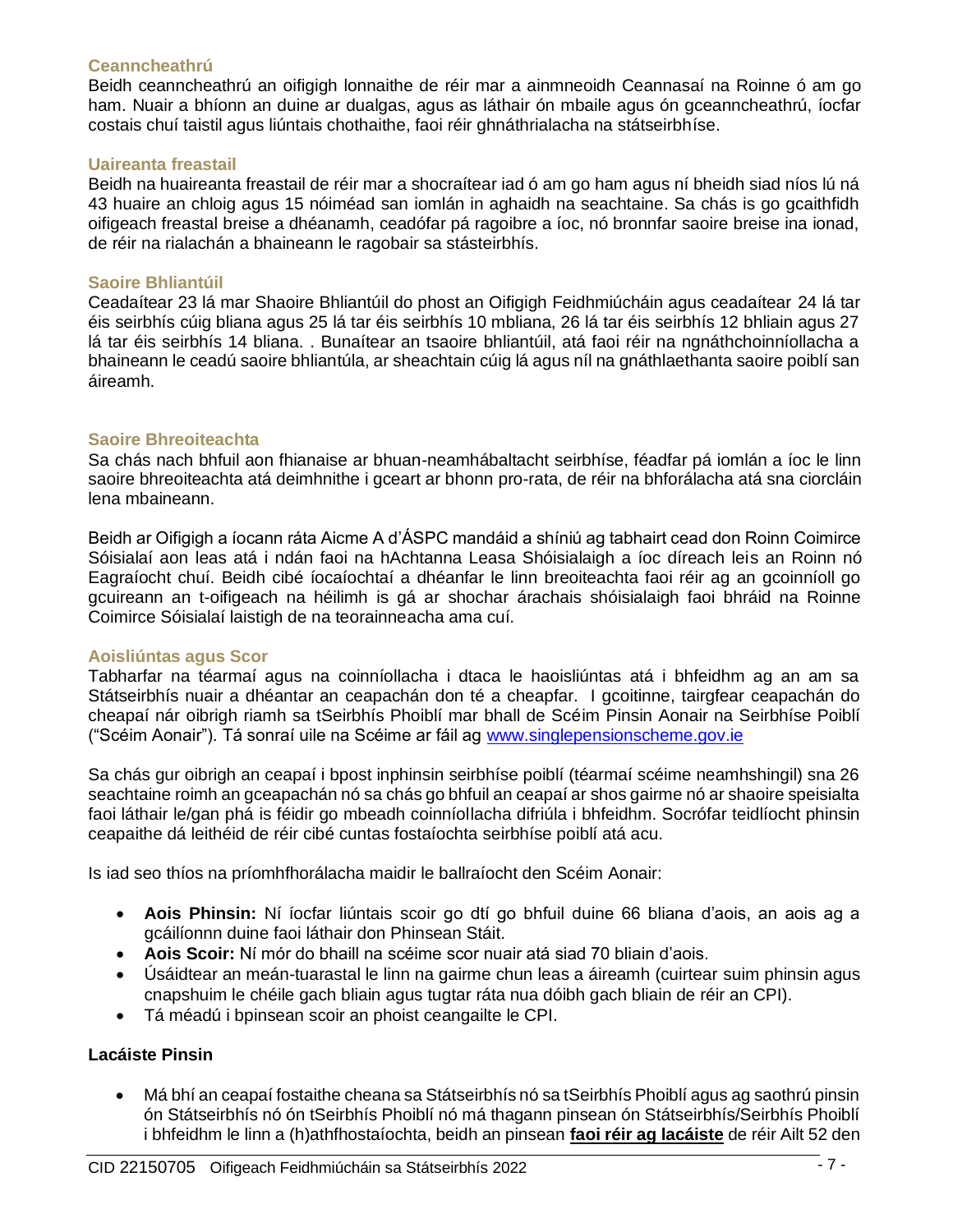### Ceanncheathrú

Beidh ceanncheathrú an oifigigh lonnaithe de réir mar a ainmneoidh Ceannasaí na Roinne ó am go ham. Nuair a bhíonn an duine ar dualgas, agus as láthair ón mbaile agus ón gceanncheathrú, íocfar costais chuí taistil agus liúntais chothaithe, faoi réir ghnáthrialacha na státseirbhíse.

### Uaireanta freastail

Beidh na huaireanta freastail de réir mar a shocraítear iad ó am go ham agus ní bheidh siad níos lú ná 43 huaire an chloig agus 15 nóiméad san iomlán in aghaidh na seachtaine. Sa chás is go gcaithfidh oifigeach freastal breise a dhéanamh, ceadófar pá ragoibre a íoc, nó bronnfar saoire breise ina ionad, de réir na rialachán a bhaineann le ragobair sa stásteirbhís.

### Saoire Bhliantúil

Ceadaítear 23 lá mar Shaoire Bhliantúil do phost an Oifigigh Feidhmiúcháin agus ceadaítear 24 lá tar éis seirbhís cúig bliana agus 25 lá tar éis seirbhís 10 mbliana, 26 lá tar éis seirbhís 12 bhliain agus 27 lá tar éis seirbhís 14 bliana. . Bunaítear an tsaoire bhliantúil, atá faoi réir na ngnáthchoinníollacha a bhaineann le ceadú saoire bhliantúla, ar sheachtain cúig lá agus níl na gnáthlaethanta saoire poiblí san áireamh.

### Saoire Bhreoiteachta

Sa chás nach bhfuil aon fhianaise ar bhuan-neamhábaltacht seirbhíse, féadfar pá iomlán a íoc le linn saoire bhreoiteachta atá deimhnithe i gceart ar bhonn pro-rata, de réir na bhforálacha atá sna ciorcláin lena mbaineann.

Beidh ar Oifigigh a íocann ráta Aicme A d'ÁSPC mandáid a shíniú ag tabhairt cead don Roinn Coimirce Sóisialaí aon leas atá i ndán faoi na hAchtanna Leasa Shóisialaigh a íoc díreach leis an Roinn nó Eagraíocht chuí. Beidh cibé íocaíochtaí a dhéanfar le linn breoiteachta faoi réir ag an gcoinníoll go gcuireann an t-oifigeach na héilimh is gá ar shochar árachais shóisialaigh faoi bhráid na Roinne Coimirce Sóisialaí laistigh de na teorainneacha ama cuí.

### Aoisliúntas agus Scor

Tabharfar na téarmaí agus na coinníollacha i dtaca le haoisliúntas atá i bhfeidhm ag an am sa Státseirbhís nuair a dhéantar an ceapachán don té a cheapfar. I gcoitinne, tairgfear ceapachán do cheapaí nár oibrigh riamh sa tSeirbhís Phoiblí mar bhall de Scéim Pinsin Aonair na Seirbhíse Poiblí ("Scéim Aonair"). Tá sonraí uile na Scéime ar fáil ag [www.singlepensionscheme.gov.ie](http://www.singlepensionscheme.gov.ie)

Sa chás gur oibrigh an ceapaí i bpost inphinsin seirbhíse poiblí (téarmaí scéime neamhshingil) sna 26 seachtaine roimh an gceapachán nó sa chás go bhfuil an ceapaí ar shos gairme nó ar shaoire speisialta faoi láthair le/gan phá is féidir go mbeadh coinníollacha difriúla i bhfeidhm. Socrófar teidlíocht phinsin ceapaithe dá leithéid de réir cibé cuntas fostaíochta seirbhíse poiblí atá acu.

Is iad seo thíos na príomhfhorálacha maidir le ballraíocht den Scéim Aonair:

- **Aois Phinsin:** Ní íocfar liúntais scoir go dtí go bhfuil duine 66 bliana d'aois, an aois ag a gcáilíonnn duine faoi láthair don Phinsean Stáit.
- **Aois Scoir:** Ní mór do bhaill na scéime scor nuair atá siad 70 bliain d'aois.
- Úsáidtear an meán-tuarastal le linn na gairme chun leas a áireamh (cuirtear suim phinsin agus cnapshuim le chéile gach bliain agus tugtar ráta nua dóibh gach bliain de réir an CPI).
- Tá méadú i bpinsean scoir an phoist ceangailte le CPI.

### Lacáiste Pinsin

- Má bhí an ceapaí fostaithe cheana sa Státseirbhís nó sa tSeirbhís Phoiblí agus ag saothrú pinsin ón Státseirbhís nó ón tSeirbhís Phoiblí nó má thagann pinsean ón Státseirbhís/Seirbhís Phoiblí i bhfeidhm le linn a (h)athfhostaíochta, beidh an pinsean **faoi réir ag lacáiste** de réir Ailt 52 den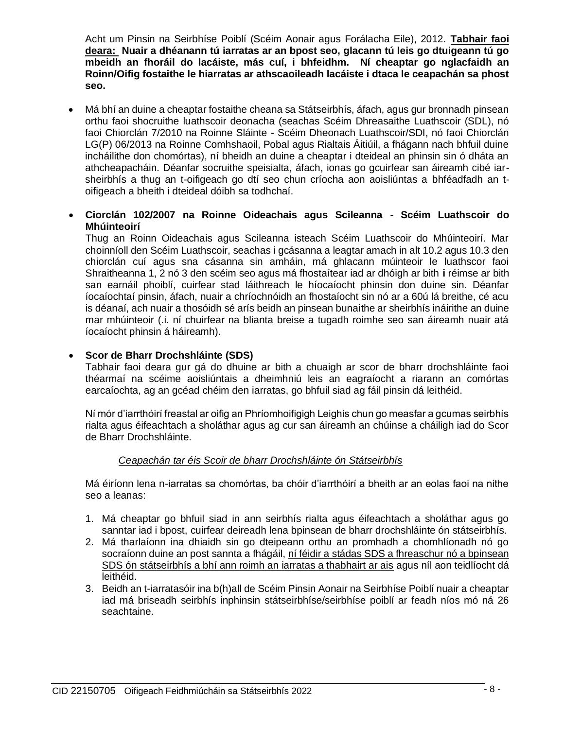Acht um Pinsin na Seirbhíse Poiblí (Scéim Aonair agus Forálacha Eile), 2012. **Tabhair faoi deara: Nuair a dhéanann tú iarratas ar an bpost seo, glacann tú leis go dtuigeann tú go mbeidh an fhoráil do lacáiste, más cuí, i bhfeidhm. Ní cheaptar go nglacfaidh an Roinn/Oifig fostaithe le hiarratas ar athscaoileadh lacáiste i dtaca le ceapachán sa phost seo.**

- Má bhí an duine a cheaptar fostaithe cheana sa Státseirbhís, áfach, agus gur bronnadh pinsean orthu faoi shocruithe luathscoir deonacha (seachas Scéim Dhreasaithe Luathscoir (SDL), nó faoi Chiorclán 7/2010 na Roinne Sláinte - Scéim Dheonach Luathscoir/SDI, nó faoi Chiorclán LG(P) 06/2013 na Roinne Comhshaoil, Pobal agus Rialtais Áitiúil, a fhágann nach bhfuil duine incháilithe don chomórtas), ní bheidh an duine a cheaptar i dteideal an phinsin sin ó dháta an athcheapacháin. Déanfar socruithe speisialta, áfach, ionas go gcuirfear san áireamh cibé iar-sheirbhís a thug an t-oifigeach go dtí seo chun críocha aon aisliúntas a bhféadfadh an t-oifigeach a bheith i dteideal dóibh sa todhchaí.

- **Ciorclán 102/2007 na Roinne Oideachais agus Scileanna - Scéim Luathscoir do Mhúinteoirí**
  Thug an Roinn Oideachais agus Scileanna isteach Scéim Luathscoir do Mhúinteoirí. Mar choinníoll den Scéim Luathscoir, seachas i gcásanna a leagtar amach in alt 10.2 agus 10.3 den chiorclán cuí agus sna cásanna sin amháin, má ghlacann múinteoir le luathscor faoi Shraitheanna 1, 2 nó 3 den scéim seo agus má fhostaítear iad ar dhóigh ar bith **i** réimse ar bith san earnáil phoiblí, cuirfear stad láithreach le híocaíocht phinsin don duine sin. Déanfar íocaíochtaí pinsin, áfach, nuair a chríochnóidh an fhostaíocht sin nó ar a 60ú lá breithe, cé acu is déanaí, ach nuair a thosóidh sé arís beidh an pinsean bunaithe ar sheirbhís ináirithe an duine mar mhúinteoir (.i. ní chuirfear na blianta breise a tugadh roimhe seo san áireamh nuair atá íocaíocht phinsin á háireamh).

- **Scor de Bharr Drochshláinte (SDS)**
  Tabhair faoi deara gur gá do dhuine ar bith a chuaigh ar scor de bharr drochshláinte faoi théarmaí na scéime aoisliúntais a dheimhniú leis an eagraíocht a riarann an comórtas earcaíochta, ag an gcéad chéim den iarratas, go bhfuil siad ag fáil pinsin dá leithéid.

  Ní mór d'iarrthóirí freastal ar oifig an Phríomhoifigigh Leighis chun go measfar a gcumas seirbhís rialta agus éifeachtach a sholáthar agus ag cur san áireamh an chúinse a cháiligh iad do Scor de Bharr Drochshláinte.

  *Ceapachán tar éis Scoir de bharr Drochshláinte ón Státseirbhís*

  Má éiríonn lena n-iarratas sa chomórtas, ba chóir d'iarrthóirí a bheith ar an eolas faoi na nithe seo a leanas:

  1. Má cheaptar go bhfuil siad in ann seirbhís rialta agus éifeachtach a sholáthar agus go sanntar iad i bpost, cuirfear deireadh lena bpinsean de bharr drochshláinte ón státseirbhís.
  2. Má tharlaíonn ina dhiaidh sin go dteipeann orthu an promhadh a chomhlíonadh nó go socraíonn duine an post sannta a fhágáil, ní féidir a stádas SDS a fhreaschur nó a bpinsean SDS ón státseirbhís a bhí ann roimh an iarratas a thabhairt ar ais agus níl aon teidlíocht dá leithéid.
  3. Beidh an t-iarratasóir ina b(h)all de Scéim Pinsin Aonair na Seirbhíse Poiblí nuair a cheaptar iad má briseadh seirbhís inphinsin státseirbhíse/seirbhíse poiblí ar feadh níos mó ná 26 seachtaine.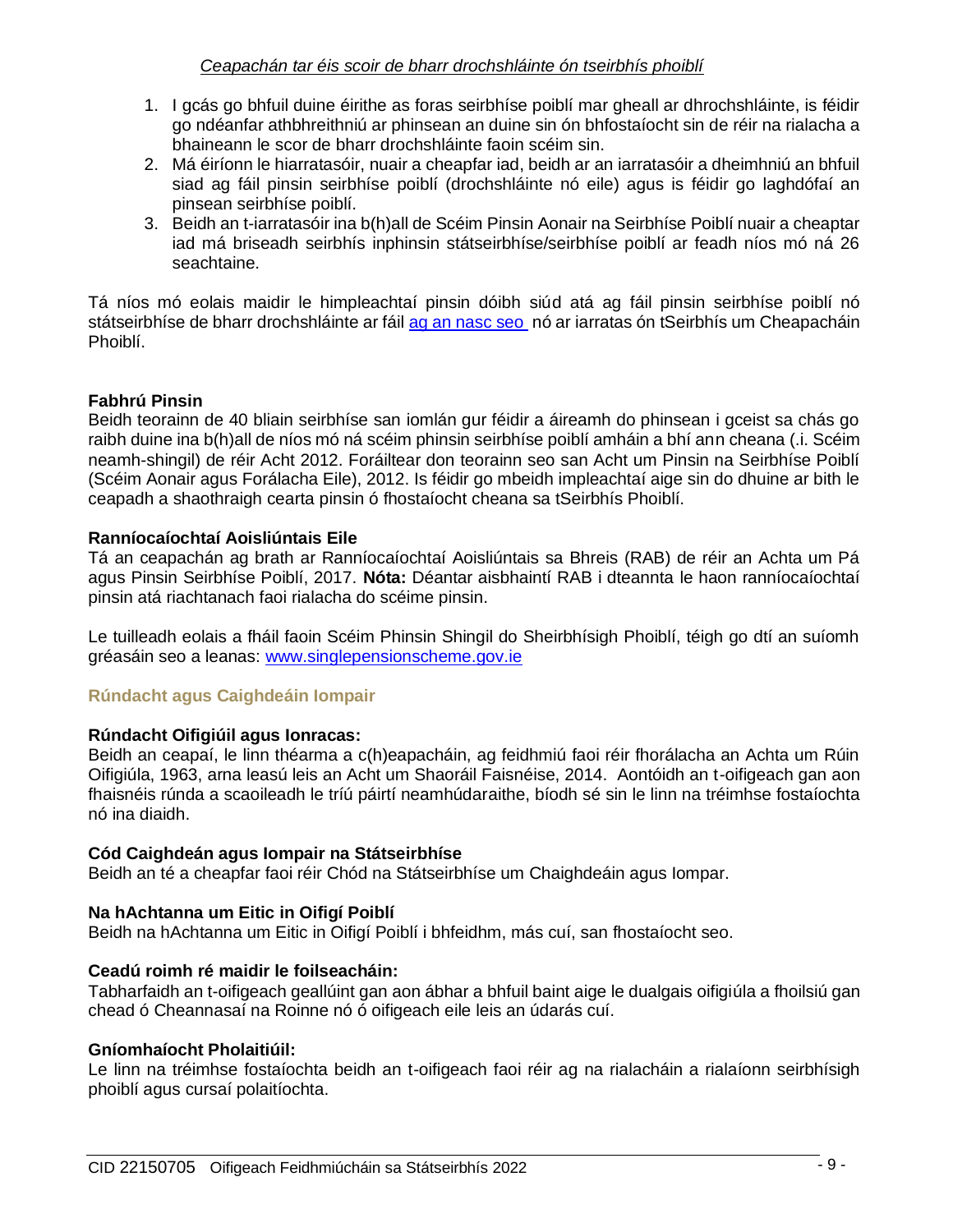*Ceapachán tar éis scoir de bharr drochshláinte ón tseirbhís phoiblí*

1. I gcás go bhfuil duine éirithe as foras seirbhíse poiblí mar gheall ar dhrochshláinte, is féidir go ndéanfar athbhreithniú ar phinsean an duine sin ón bhfostaíocht sin de réir na rialacha a bhaineann le scor de bharr drochshláinte faoin scéim sin.
2. Má éiríonn le hiarratasóir, nuair a cheapfar iad, beidh ar an iarratasóir a dheimhniú an bhfuil siad ag fáil pinsin seirbhíse poiblí (drochshláinte nó eile) agus is féidir go laghdófaí an pinsean seirbhíse poiblí.
3. Beidh an t-iarratasóir ina b(h)all de Scéim Pinsin Aonair na Seirbhíse Poiblí nuair a cheaptar iad má briseadh seirbhís inphinsin státseirbhíse/seirbhíse poiblí ar feadh níos mó ná 26 seachtaine.

Tá níos mó eolais maidir le himpleachtaí pinsin dóibh siúd atá ag fáil pinsin seirbhíse poiblí nó státseirbhíse de bharr drochshláinte ar fáil ag an nasc seo nó ar iarratas ón tSeirbhís um Cheapacháin Phoiblí.

**Fabhrú Pinsin**
Beidh teorainn de 40 bliain seirbhíse san iomlán gur féidir a áireamh do phinsean i gceist sa chás go raibh duine ina b(h)all de níos mó ná scéim phinsin seirbhíse poiblí amháin a bhí ann cheana (.i. Scéim neamh-shingil) de réir Acht 2012. Foráiltear don teorainn seo san Acht um Pinsin na Seirbhíse Poiblí (Scéim Aonair agus Forálacha Eile), 2012. Is féidir go mbeidh impleachtaí aige sin do dhuine ar bith le ceapadh a shaothraigh cearta pinsin ó fhostaíocht cheana sa tSeirbhís Phoiblí.

**Ranníocaíochtaí Aoisliúntais Eile**
Tá an ceapachán ag brath ar Ranníocaíochtaí Aoisliúntais sa Bhreis (RAB) de réir an Achta um Pá agus Pinsin Seirbhíse Poiblí, 2017. **Nóta:** Déantar aisbhaintí RAB i dteannta le haon ranníocaíochtaí pinsin atá riachtanach faoi rialacha do scéime pinsin.

Le tuilleadh eolais a fháil faoin Scéim Phinsin Shingil do Sheirbhísigh Phoiblí, téigh go dtí an suíomh gréasáin seo a leanas: www.singlepensionscheme.gov.ie

## Rúndacht agus Caighdeáin Iompair

**Rúndacht Oifigiúil agus Ionracas:**
Beidh an ceapaí, le linn théarma a c(h)eapacháin, ag feidhmiú faoi réir fhorálacha an Achta um Rúin Oifigiúla, 1963, arna leasú leis an Acht um Shaoráil Faisnéise, 2014. Aontóidh an t-oifigeach gan aon fhaisnéis rúnda a scaoileadh le tríú páirtí neamhúdaraithe, bíodh sé sin le linn na tréimhse fostaíochta nó ina diaidh.

**Cód Caighdeán agus Iompair na Státseirbhíse**
Beidh an té a cheapfar faoi réir Chód na Státseirbhíse um Chaighdeáin agus Iompar.

**Na hAchtanna um Eitic in Oifigí Poiblí**
Beidh na hAchtanna um Eitic in Oifigí Poiblí i bhfeidhm, más cuí, san fhostaíocht seo.

**Ceadú roimh ré maidir le foilseacháin:**
Tabharfaidh an t-oifigeach geallúint gan aon ábhar a bhfuil baint aige le dualgais oifigiúla a fhoilsiú gan chead ó Cheannasaí na Roinne nó ó oifigeach eile leis an údarás cuí.

**Gníomhaíocht Pholaitiúil:**
Le linn na tréimhse fostaíochta beidh an t-oifigeach faoi réir ag na rialacháin a rialaíonn seirbhísigh phoiblí agus cursaí polaitíochta.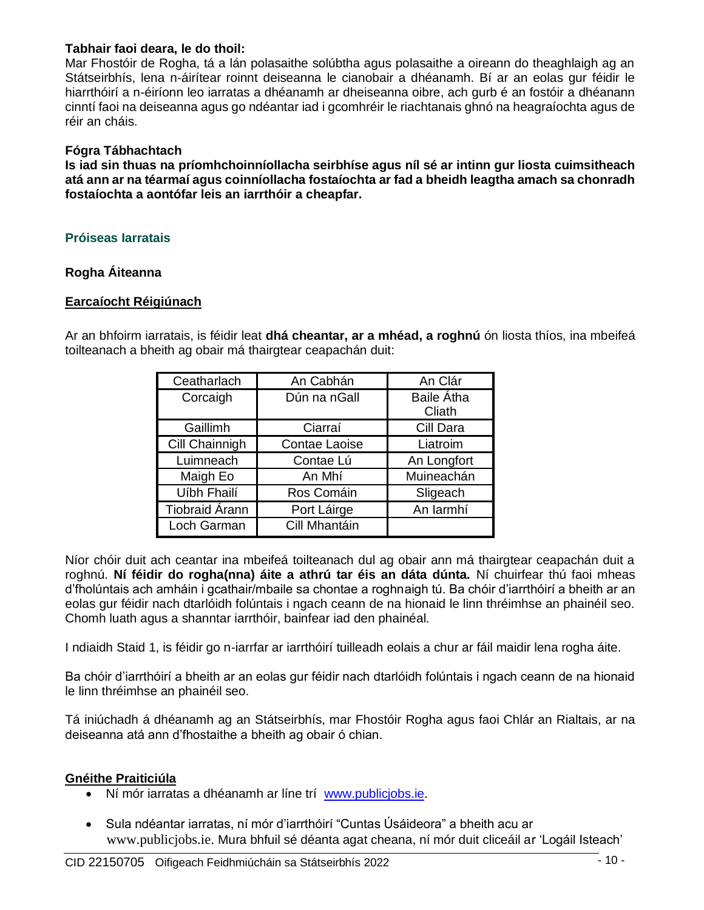**Tabhair faoi deara, le do thoil:**
Mar Fhostóir de Rogha, tá a lán polasaithe solúbtha agus polasaithe a oireann do theaghlaigh ag an Státseirbhís, lena n-áirítear roinnt deiseanna le cianobair a dhéanamh. Bí ar an eolas gur féidir le hiarrthóirí a n-éiríonn leo iarratas a dhéanamh ar dheiseanna oibre, ach gurb é an fostóir a dhéanann cinntí faoi na deiseanna agus go ndéantar iad i gcomhréir le riachtanais ghnó na heagraíochta agus de réir an cháis.

**Fógra Tábhachtach**
**Is iad sin thuas na príomhchoinníollacha seirbhíse agus níl sé ar intinn gur liosta cuimsitheach atá ann ar na téarmaí agus coinníollacha fostaíochta ar fad a bheidh leagtha amach sa chonradh fostaíochta a aontófar leis an iarrthóir a cheapfar.**

## Próiseas Iarratais

### Rogha Áiteanna

**Earcaíocht Réigiúnach**

Ar an bhfoirm iarratais, is féidir leat **dhá cheantar, ar a mhéad, a roghnú** ón liosta thíos, ina mbeifeá toilteanach a bheith ag obair má thairgtear ceapachán duit:

| | | |
|---|---|---|
| Ceatharlach | An Cabhán | An Clár |
| Corcaigh | Dún na nGall | Baile Átha Cliath |
| Gaillimh | Ciarraí | Cill Dara |
| Cill Chainnigh | Contae Laoise | Liatroim |
| Luimneach | Contae Lú | An Longfort |
| Maigh Eo | An Mhí | Muineachán |
| Uíbh Fhailí | Ros Comáin | Sligeach |
| Tiobraid Árann | Port Láirge | An Iarmhí |
| Loch Garman | Cill Mhantáin | |

Níor chóir duit ach ceantar ina mbeifeá toilteanach dul ag obair ann má thairgtear ceapachán duit a roghnú. **Ní féidir do rogha(nna) áite a athrú tar éis an dáta dúnta.** Ní chuirfear thú faoi mheas d'fholúntais ach amháin i gcathair/mbaile sa chontae a roghnaigh tú. Ba chóir d'iarrthóirí a bheith ar an eolas gur féidir nach dtarlóidh folúntais i ngach ceann de na hionaid le linn thréimhse an phainéil seo. Chomh luath agus a shanntar iarrthóir, bainfear iad den phainéal.

I ndiaidh Staid 1, is féidir go n-iarrfar ar iarrthóirí tuilleadh eolais a chur ar fáil maidir lena rogha áite.

Ba chóir d'iarrthóirí a bheith ar an eolas gur féidir nach dtarlóidh folúntais i ngach ceann de na hionaid le linn thréimhse an phainéil seo.

Tá iniúchadh á dhéanamh ag an Státseirbhís, mar Fhostóir Rogha agus faoi Chlár an Rialtais, ar na deiseanna atá ann d'fhostaithe a bheith ag obair ó chian.

**Gnéithe Praiticiúla**

- Ní mór iarratas a dhéanamh ar líne trí www.publicjobs.ie.
- Sula ndéantar iarratas, ní mór d'iarrthóirí "Cuntas Úsáideora" a bheith acu ar www.publicjobs.ie. Mura bhfuil sé déanta agat cheana, ní mór duit cliceáil ar 'Logáil Isteach'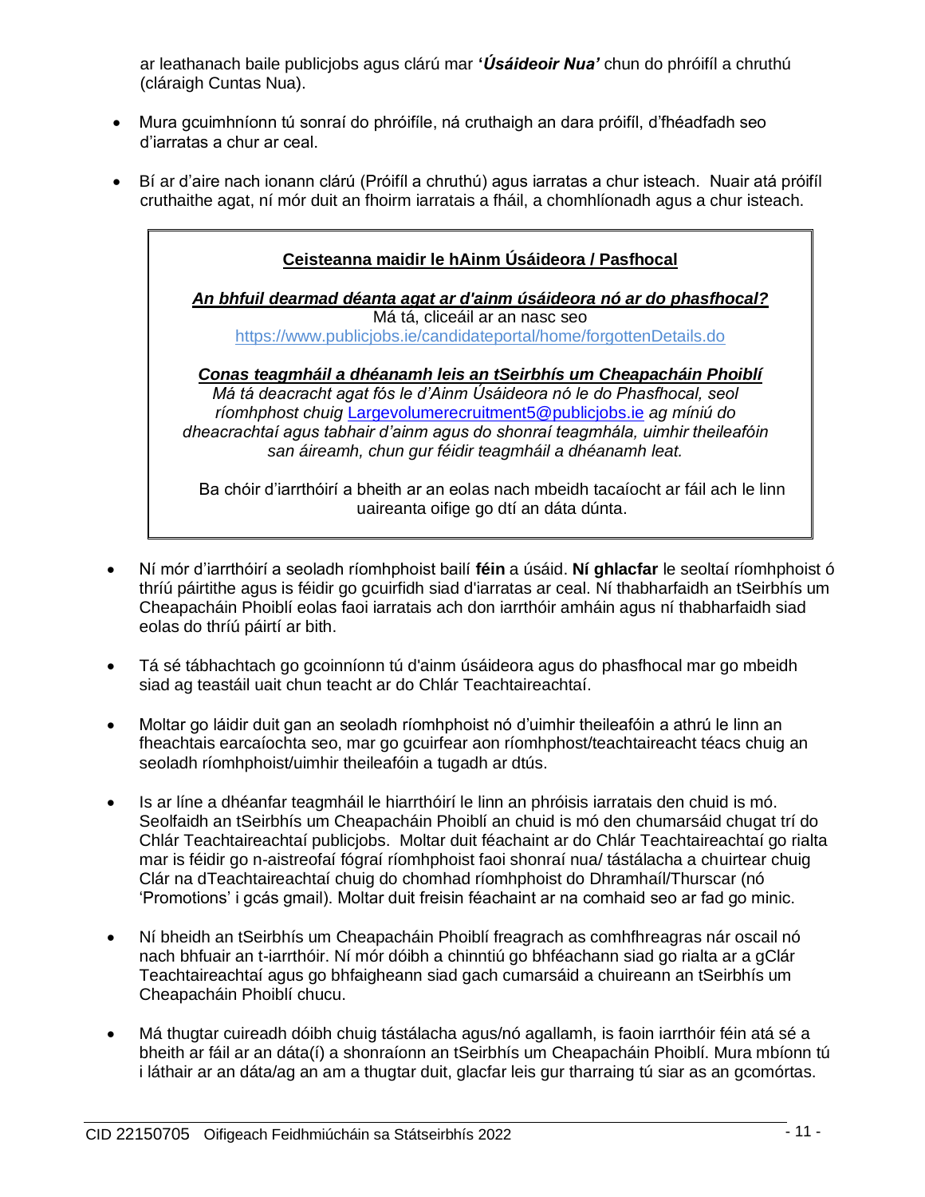ar leathanach baile publicjobs agus clárú mar ***'Úsáideoir Nua'*** chun do phróifíl a chruthú (cláraigh Cuntas Nua).

- Mura gcuimhníonn tú sonraí do phróifíle, ná cruthaigh an dara próifíl, d'fhéadfadh seo d'iarratas a chur ar ceal.
- Bí ar d'aire nach ionann clárú (Próifíl a chruthú) agus iarratas a chur isteach. Nuair atá próifíl cruthaithe agat, ní mór duit an fhoirm iarratais a fháil, a chomhlíonadh agus a chur isteach.

> **Ceisteanna maidir le hAinm Úsáideora / Pasfhocal**
>
> ***An bhfuil dearmad déanta agat ar d'ainm úsáideora nó ar do phasfhocal?***
> Má tá, cliceáil ar an nasc seo
> https://www.publicjobs.ie/candidateportal/home/forgottenDetails.do
>
> ***Conas teagmháil a dhéanamh leis an tSeirbhís um Cheapacháin Phoiblí***
> *Má tá deacracht agat fós le d'Ainm Úsáideora nó le do Phasfhocal, seol ríomhphost chuig* Largevolumerecruitment5@publicjobs.ie *ag míniú do dheacrachtaí agus tabhair d'ainm agus do shonraí teagmhála, uimhir theileafóin san áireamh, chun gur féidir teagmháil a dhéanamh leat.*
>
> Ba chóir d'iarrthóirí a bheith ar an eolas nach mbeidh tacaíocht ar fáil ach le linn uaireanta oifige go dtí an dáta dúnta.

- Ní mór d'iarrthóirí a seoladh ríomhphoist bailí **féin** a úsáid. **Ní ghlacfar** le seoltaí ríomhphoist ó thríú páirtithe agus is féidir go gcuirfidh siad d'iarratas ar ceal. Ní thabharfaidh an tSeirbhís um Cheapacháin Phoiblí eolas faoi iarratais ach don iarrthóir amháin agus ní thabharfaidh siad eolas do thríú páirtí ar bith.
- Tá sé tábhachtach go gcoinníonn tú d'ainm úsáideora agus do phasfhocal mar go mbeidh siad ag teastáil uait chun teacht ar do Chlár Teachtaireachtaí.
- Moltar go láidir duit gan an seoladh ríomhphoist nó d'uimhir theileafóin a athrú le linn an fheachtais earcaíochta seo, mar go gcuirfear aon ríomhphost/teachtaireacht téacs chuig an seoladh ríomhphoist/uimhir theileafóin a tugadh ar dtús.
- Is ar líne a dhéanfar teagmháil le hiarrthóirí le linn an phróisis iarratais den chuid is mó. Seolfaidh an tSeirbhís um Cheapacháin Phoiblí an chuid is mó den chumarsáid chugat trí do Chlár Teachtaireachtaí publicjobs. Moltar duit féachaint ar do Chlár Teachtaireachtaí go rialta mar is féidir go n-aistreofaí fógraí ríomhphoist faoi shonraí nua/ tástálacha a chuirtear chuig Clár na dTeachtaireachtaí chuig do chomhad ríomhphoist do Dhramhaíl/Thurscar (nó 'Promotions' i gcás gmail). Moltar duit freisin féachaint ar na comhaid seo ar fad go minic.
- Ní bheidh an tSeirbhís um Cheapacháin Phoiblí freagrach as comhfhreagras nár oscail nó nach bhfuair an t-iarrthóir. Ní mór dóibh a chinntiú go bhféachann siad go rialta ar a gClár Teachtaireachtaí agus go bhfaigheann siad gach cumarsáid a chuireann an tSeirbhís um Cheapacháin Phoiblí chucu.
- Má thugtar cuireadh dóibh chuig tástálacha agus/nó agallamh, is faoin iarrthóir féin atá sé a bheith ar fáil ar an dáta(í) a shonraíonn an tSeirbhís um Cheapacháin Phoiblí. Mura mbíonn tú i láthair ar an dáta/ag an am a thugtar duit, glacfar leis gur tharraing tú siar as an gcomórtas.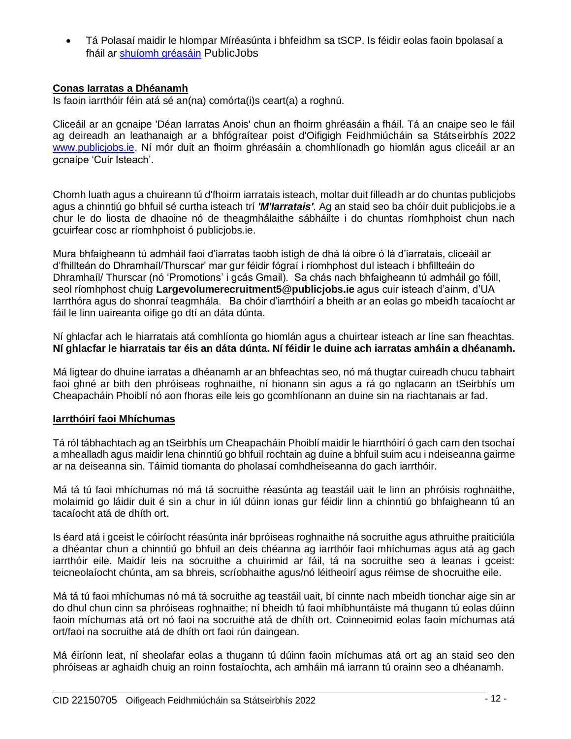- Tá Polasaí maidir le hIompar Míréasúnta i bhfeidhm sa tSCP. Is féidir eolas faoin bpolasaí a fháil ar [shuíomh gréasáin](#) PublicJobs

**Conas Iarratas a Dhéanamh**

Is faoin iarrthóir féin atá sé an(na) comórta(i)s ceart(a) a roghnú.

Cliceáil ar an gcnaipe 'Déan Iarratas Anois' chun an fhoirm ghréasáin a fháil. Tá an cnaipe seo le fáil ag deireadh an leathanaigh ar a bhfógraítear poist d'Oifigigh Feidhmiúcháin sa Státseirbhís 2022 [www.publicjobs.ie](http://www.publicjobs.ie). Ní mór duit an fhoirm ghréasáin a chomhlíonadh go hiomlán agus cliceáil ar an gcnaipe 'Cuir Isteach'.

Chomh luath agus a chuireann tú d'fhoirm iarratais isteach, moltar duit filleadh ar do chuntas publicjobs agus a chinntiú go bhfuil sé curtha isteach trí ***'M'Iarratais'***. Ag an staid seo ba chóir duit publicjobs.ie a chur le do liosta de dhaoine nó de theagmhálaithe sábháilte i do chuntas ríomhphoist chun nach gcuirfear cosc ar ríomhphoist ó publicjobs.ie.

Mura bhfaigheann tú admháil faoi d'iarratas taobh istigh de dhá lá oibre ó lá d'iarratais, cliceáil ar d'fhillteán do Dhramhaíl/Thurscar' mar gur féidir fógraí i ríomhphost dul isteach i bhfillteáin do Dhramhaíl/ Thurscar (nó 'Promotions' i gcás Gmail). Sa chás nach bhfaigheann tú admháil go fóill, seol ríomhphost chuig **Largevolumerecruitment5@publicjobs.ie** agus cuir isteach d'ainm, d'UA Iarrthóra agus do shonraí teagmhála. Ba chóir d'iarrthóirí a bheith ar an eolas go mbeidh tacaíocht ar fáil le linn uaireanta oifige go dtí an dáta dúnta.

Ní ghlacfar ach le hiarratais atá comhlíonta go hiomlán agus a chuirtear isteach ar líne san fheachtas. **Ní ghlacfar le hiarratais tar éis an dáta dúnta. Ní féidir le duine ach iarratas amháin a dhéanamh.**

Má ligtear do dhuine iarratas a dhéanamh ar an bhfeachtas seo, nó má thugtar cuireadh chucu tabhairt faoi ghné ar bith den phróiseas roghnaithe, ní hionann sin agus a rá go nglacann an tSeirbhís um Cheapacháin Phoiblí nó aon fhoras eile leis go gcomhlíonann an duine sin na riachtanais ar fad.

**Iarrthóirí faoi Mhíchumas**

Tá ról tábhachtach ag an tSeirbhís um Cheapacháin Phoiblí maidir le hiarrthóirí ó gach carn den tsochaí a mhealladh agus maidir lena chinntiú go bhfuil rochtain ag duine a bhfuil suim acu i ndeiseanna gairme ar na deiseanna sin. Táimid tiomanta do pholasaí comhdheiseanna do gach iarrthóir.

Má tá tú faoi mhíchumas nó má tá socruithe réasúnta ag teastáil uait le linn an phróisis roghnaithe, molaimid go láidir duit é sin a chur in iúl dúinn ionas gur féidir linn a chinntiú go bhfaigheann tú an tacaíocht atá de dhíth ort.

Is éard atá i gceist le cóiríocht réasúnta inár bpróiseas roghnaithe ná socruithe agus athruithe praiticiúla a dhéantar chun a chinntiú go bhfuil an deis chéanna ag iarrthóir faoi mhíchumas agus atá ag gach iarrthóir eile. Maidir leis na socruithe a chuirimid ar fáil, tá na socruithe seo a leanas i gceist: teicneolaíocht chúnta, am sa bhreis, scríobhaithe agus/nó léitheoirí agus réimse de shocruithe eile.

Má tá tú faoi mhíchumas nó má tá socruithe ag teastáil uait, bí cinnte nach mbeidh tionchar aige sin ar do dhul chun cinn sa phróiseas roghnaithe; ní bheidh tú faoi mhíbhuntáiste má thugann tú eolas dúinn faoin míchumas atá ort nó faoi na socruithe atá de dhíth ort. Coinneoimid eolas faoin míchumas atá ort/faoi na socruithe atá de dhíth ort faoi rún daingean.

Má éiríonn leat, ní sheolafar eolas a thugann tú dúinn faoin míchumas atá ort ag an staid seo den phróiseas ar aghaidh chuig an roinn fostaíochta, ach amháin má iarrann tú orainn seo a dhéanamh.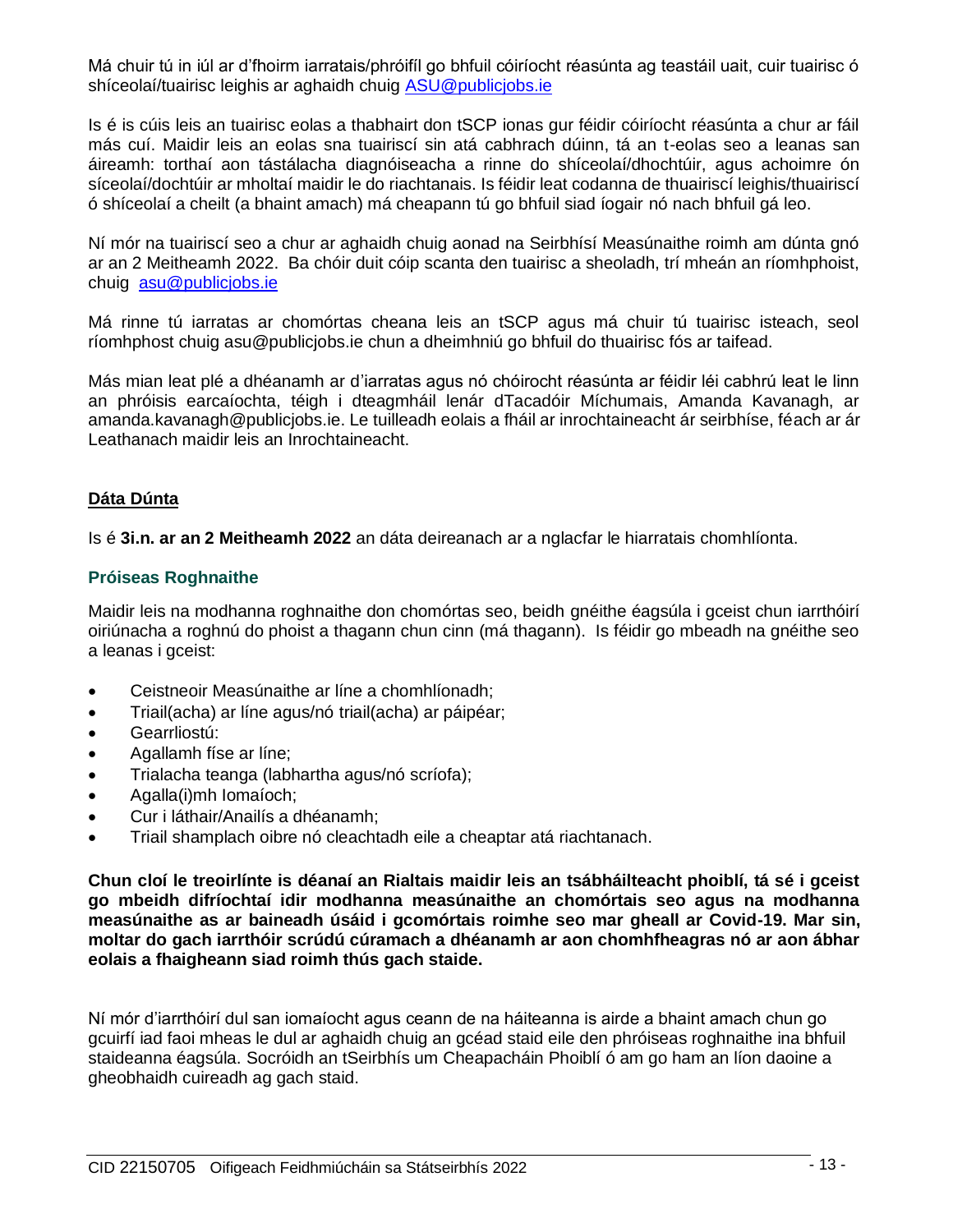Má chuir tú in iúl ar d'fhoirm iarratais/phróifíl go bhfuil cóiríocht réasúnta ag teastáil uait, cuir tuairisc ó shíceolaí/tuairisc leighis ar aghaidh chuig ASU@publicjobs.ie

Is é is cúis leis an tuairisc eolas a thabhairt don tSCP ionas gur féidir cóiríocht réasúnta a chur ar fáil más cuí. Maidir leis an eolas sna tuairiscí sin atá cabhrach dúinn, tá an t-eolas seo a leanas san áireamh: torthaí aon tástálacha diagnóiseacha a rinne do shíceolaí/dhochtúir, agus achoimre ón síceolaí/dochtúir ar mholtaí maidir le do riachtanais. Is féidir leat codanna de thuairiscí leighis/thuairiscí ó shíceolaí a cheilt (a bhaint amach) má cheapann tú go bhfuil siad íogair nó nach bhfuil gá leo.

Ní mór na tuairiscí seo a chur ar aghaidh chuig aonad na Seirbhísí Measúnaithe roimh am dúnta gnó ar an 2 Meitheamh 2022. Ba chóir duit cóip scanta den tuairisc a sheoladh, trí mheán an ríomhphoist, chuig asu@publicjobs.ie

Má rinne tú iarratas ar chomórtas cheana leis an tSCP agus má chuir tú tuairisc isteach, seol ríomhphost chuig asu@publicjobs.ie chun a dheimhniú go bhfuil do thuairisc fós ar taifead.

Más mian leat plé a dhéanamh ar d'iarratas agus nó chóirocht réasúnta ar féidir léi cabhrú leat le linn an phróisis earcaíochta, téigh i dteagmháil lenár dTacadóir Míchumais, Amanda Kavanagh, ar amanda.kavanagh@publicjobs.ie. Le tuilleadh eolais a fháil ar inrochtaineacht ár seirbhíse, féach ar ár Leathanach maidir leis an Inrochtaineacht.

## **Dáta Dúnta**

Is é **3i.n. ar an 2 Meitheamh 2022** an dáta deireanach ar a nglacfar le hiarratais chomhlíonta.

### Próiseas Roghnaithe

Maidir leis na modhanna roghnaithe don chomórtas seo, beidh gnéithe éagsúla i gceist chun iarrthóirí oiriúnacha a roghnú do phoist a thagann chun cinn (má thagann). Is féidir go mbeadh na gnéithe seo a leanas i gceist:

- Ceistneoir Measúnaithe ar líne a chomhlíonadh;
- Triail(acha) ar líne agus/nó triail(acha) ar páipéar;
- Gearrliostú:
- Agallamh físe ar líne;
- Trialacha teanga (labhartha agus/nó scríofa);
- Agalla(i)mh Iomaíoch;
- Cur i láthair/Anailís a dhéanamh;
- Triail shamplach oibre nó cleachtadh eile a cheaptar atá riachtanach.

**Chun cloí le treoirlínte is déanaí an Rialtais maidir leis an tsábháilteacht phoiblí, tá sé i gceist go mbeidh difríochtaí idir modhanna measúnaithe an chomórtais seo agus na modhanna measúnaithe as ar baineadh úsáid i gcomórtais roimhe seo mar gheall ar Covid-19. Mar sin, moltar do gach iarrthóir scrúdú cúramach a dhéanamh ar aon chomhfheagras nó ar aon ábhar eolais a fhaigheann siad roimh thús gach staide.**

Ní mór d'iarrthóirí dul san iomaíocht agus ceann de na háiteanna is airde a bhaint amach chun go gcuirfí iad faoi mheas le dul ar aghaidh chuig an gcéad staid eile den phróiseas roghnaithe ina bhfuil staideanna éagsúla. Socróidh an tSeirbhís um Cheapacháin Phoiblí ó am go ham an líon daoine a gheobhaidh cuireadh ag gach staid.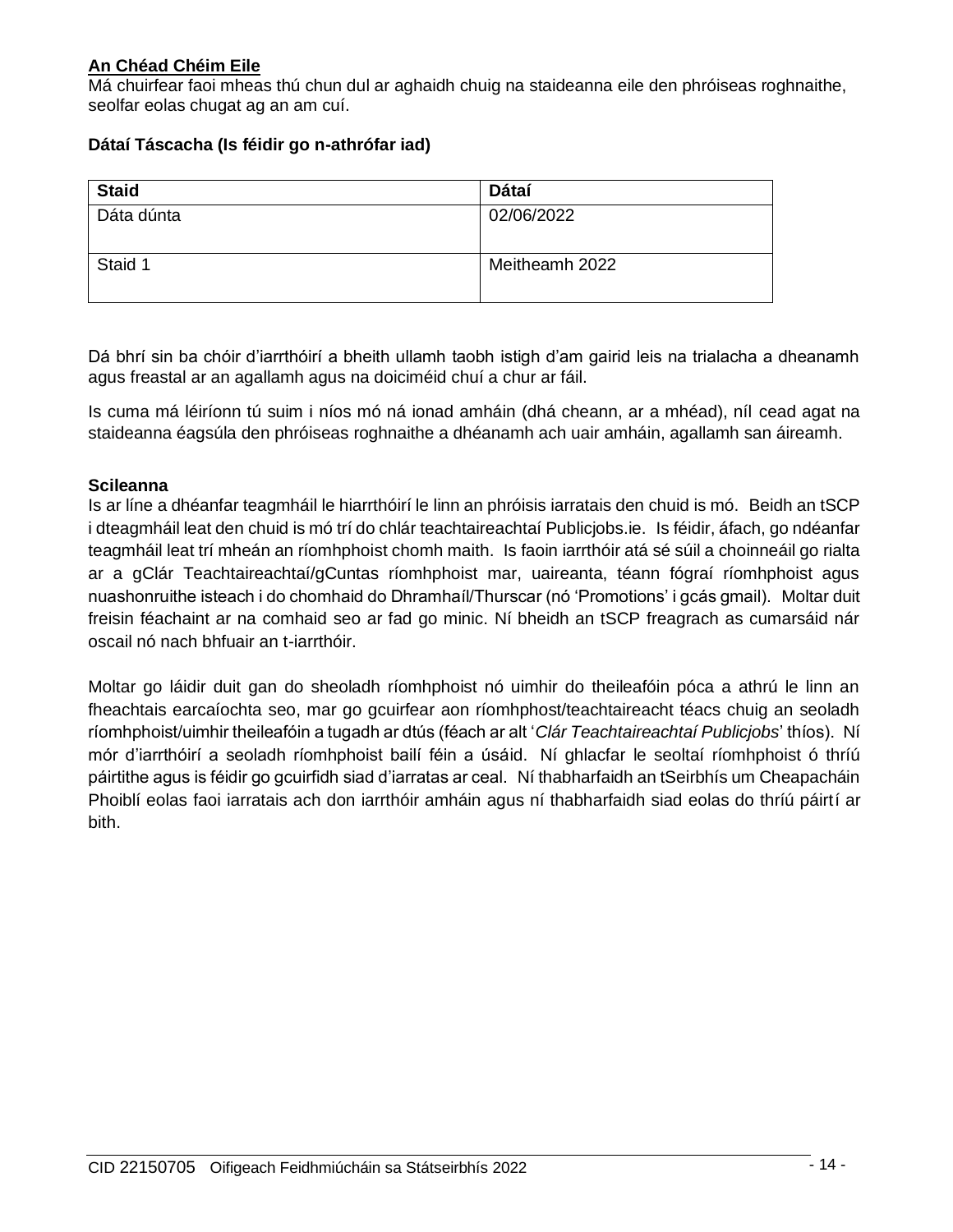**An Chéad Chéim Eile**

Má chuirfear faoi mheas thú chun dul ar aghaidh chuig na staideanna eile den phróiseas roghnaithe, seolfar eolas chugat ag an am cuí.

**Dátaí Táscacha (Is féidir go n-athrófar iad)**

| Staid | Dátaí |
|---|---|
| Dáta dúnta | 02/06/2022 |
| Staid 1 | Meitheamh 2022 |

Dá bhrí sin ba chóir d'iarrthóirí a bheith ullamh taobh istigh d'am gairid leis na trialacha a dheanamh agus freastal ar an agallamh agus na doiciméid chuí a chur ar fáil.

Is cuma má léiríonn tú suim i níos mó ná ionad amháin (dhá cheann, ar a mhéad), níl cead agat na staideanna éagsúla den phróiseas roghnaithe a dhéanamh ach uair amháin, agallamh san áireamh.

**Scileanna**

Is ar líne a dhéanfar teagmháil le hiarrthóirí le linn an phróisis iarratais den chuid is mó. Beidh an tSCP i dteagmháil leat den chuid is mó trí do chlár teachtaireachtaí Publicjobs.ie. Is féidir, áfach, go ndéanfar teagmháil leat trí mheán an ríomhphoist chomh maith. Is faoin iarrthóir atá sé súil a choinneáil go rialta ar a gClár Teachtaireachtaí/gCuntas ríomhphoist mar, uaireanta, téann fógraí ríomhphoist agus nuashonruithe isteach i do chomhaid do Dhramhaíl/Thurscar (nó 'Promotions' i gcás gmail). Moltar duit freisin féachaint ar na comhaid seo ar fad go minic. Ní bheidh an tSCP freagrach as cumarsáid nár oscail nó nach bhfuair an t-iarrthóir.

Moltar go láidir duit gan do sheoladh ríomhphoist nó uimhir do theileafóin póca a athrú le linn an fheachtais earcaíochta seo, mar go gcuirfear aon ríomhphost/teachtaireacht téacs chuig an seoladh ríomhphoist/uimhir theileafóin a tugadh ar dtús (féach ar alt '*Clár Teachtaireachtaí Publicjobs*' thíos). Ní mór d'iarrthóirí a seoladh ríomhphoist bailí féin a úsáid. Ní ghlacfar le seoltaí ríomhphoist ó thríú páirtithe agus is féidir go gcuirfidh siad d'iarratas ar ceal. Ní thabharfaidh an tSeirbhís um Cheapacháin Phoiblí eolas faoi iarratais ach don iarrthóir amháin agus ní thabharfaidh siad eolas do thríú páirtí ar bith.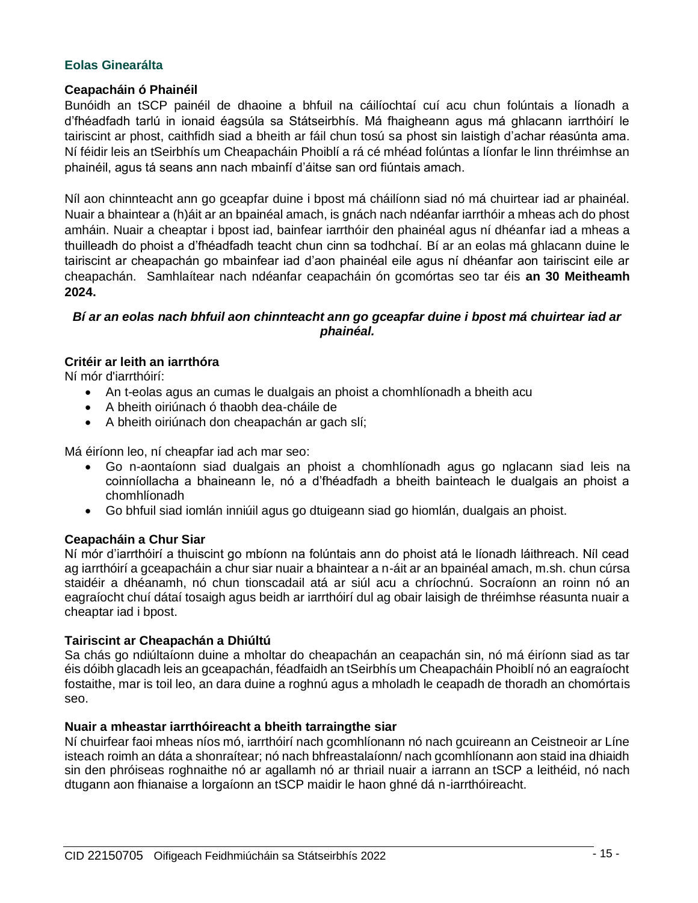## Eolas Ginearálta

### Ceapacháin ó Phainéil

Bunóidh an tSCP painéil de dhaoine a bhfuil na cáilíochtaí cuí acu chun folúntais a líonadh a d'fhéadfadh tarlú in ionaid éagsúla sa Státseirbhís. Má fhaigheann agus má ghlacann iarrthóirí le tairiscint ar phost, caithfidh siad a bheith ar fáil chun tosú sa phost sin laistigh d'achar réasúnta ama. Ní féidir leis an tSeirbhís um Cheapacháin Phoiblí a rá cé mhéad folúntas a líonfar le linn thréimhse an phainéil, agus tá seans ann nach mbainfí d'áitse san ord fiúntais amach.

Níl aon chinnteacht ann go gceapfar duine i bpost má cháilíonn siad nó má chuirtear iad ar phainéal. Nuair a bhaintear a (h)áit ar an bpainéal amach, is gnách nach ndéanfar iarrthóir a mheas ach do phost amháin. Nuair a cheaptar i bpost iad, bainfear iarrthóir den phainéal agus ní dhéanfar iad a mheas a thuilleadh do phoist a d'fhéadfadh teacht chun cinn sa todhchaí. Bí ar an eolas má ghlacann duine le tairiscint ar cheapachán go mbainfear iad d'aon phainéal eile agus ní dhéanfar aon tairiscint eile ar cheapachán. Samhlaítear nach ndéanfar ceapacháin ón gcomórtas seo tar éis **an 30 Meitheamh 2024.**

***Bí ar an eolas nach bhfuil aon chinnteacht ann go gceapfar duine i bpost má chuirtear iad ar phainéal.***

### Critéir ar leith an iarrthóra

Ní mór d'iarrthóirí:

- An t-eolas agus an cumas le dualgais an phoist a chomhlíonadh a bheith acu
- A bheith oiriúnach ó thaobh dea-cháile de
- A bheith oiriúnach don cheapachán ar gach slí;

Má éiríonn leo, ní cheapfar iad ach mar seo:

- Go n-aontaíonn siad dualgais an phoist a chomhlíonadh agus go nglacann siad leis na coinníollacha a bhaineann le, nó a d'fhéadfadh a bheith bainteach le dualgais an phoist a chomhlíonadh
- Go bhfuil siad iomlán inniúil agus go dtuigeann siad go hiomlán, dualgais an phoist.

### Ceapacháin a Chur Siar

Ní mór d'iarrthóirí a thuiscint go mbíonn na folúntais ann do phoist atá le líonadh láithreach. Níl cead ag iarrthóirí a gceapacháin a chur siar nuair a bhaintear a n-áit ar an bpainéal amach, m.sh. chun cúrsa staidéir a dhéanamh, nó chun tionscadail atá ar siúl acu a chríochnú. Socraíonn an roinn nó an eagraíocht chuí dátaí tosaigh agus beidh ar iarrthóirí dul ag obair laisigh de thréimhse réasunta nuair a cheaptar iad i bpost.

### Tairiscint ar Cheapachán a Dhiúltú

Sa chás go ndiúltaíonn duine a mholtar do cheapachán an ceapachán sin, nó má éiríonn siad as tar éis dóibh glacadh leis an gceapachán, féadfaidh an tSeirbhís um Cheapacháin Phoiblí nó an eagraíocht fostaithe, mar is toil leo, an dara duine a roghnú agus a mholadh le ceapadh de thoradh an chomórtais seo.

### Nuair a mheastar iarrthóireacht a bheith tarraingthe siar

Ní chuirfear faoi mheas níos mó, iarrthóirí nach gcomhlíonann nó nach gcuireann an Ceistneoir ar Líne isteach roimh an dáta a shonraítear; nó nach bhfreastalaíonn/ nach gcomhlíonann aon staid ina dhiaidh sin den phróiseas roghnaithe nó ar agallamh nó ar thriail nuair a iarrann an tSCP a leithéid, nó nach dtugann aon fhianaise a lorgaíonn an tSCP maidir le haon ghné dá n-iarrthóireacht.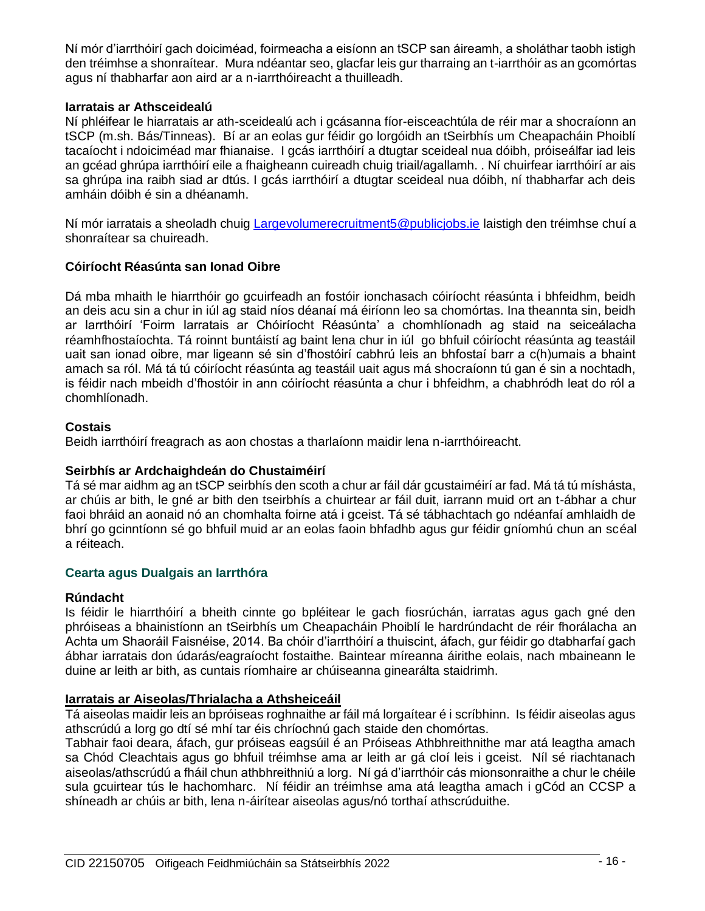Ní mór d'iarrthóirí gach doiciméad, foirmeacha a eisíonn an tSCP san áireamh, a sholáthar taobh istigh den tréimhse a shonraítear. Mura ndéantar seo, glacfar leis gur tharraing an t-iarrthóir as an gcomórtas agus ní thabharfar aon aird ar a n-iarrthóireacht a thuilleadh.

**Iarratais ar Athsceidealú**

Ní phléifear le hiarratais ar ath-sceidealú ach i gcásanna fíor-eisceachtúla de réir mar a shocraíonn an tSCP (m.sh. Bás/Tinneas). Bí ar an eolas gur féidir go lorgóidh an tSeirbhís um Cheapacháin Phoiblí tacaíocht i ndoiciméad mar fhianaise. I gcás iarrthóirí a dtugtar sceideal nua dóibh, próiseálfar iad leis an gcéad ghrúpa iarrthóirí eile a fhaigheann cuireadh chuig triail/agallamh. . Ní chuirfear iarrthóirí ar ais sa ghrúpa ina raibh siad ar dtús. I gcás iarrthóirí a dtugtar sceideal nua dóibh, ní thabharfar ach deis amháin dóibh é sin a dhéanamh.

Ní mór iarratais a sheoladh chuig Largevolumerecruitment5@publicjobs.ie laistigh den tréimhse chuí a shonraítear sa chuireadh.

**Cóiríocht Réasúnta san Ionad Oibre**

Dá mba mhaith le hiarrthóir go gcuirfeadh an fostóir ionchasach cóiríocht réasúnta i bhfeidhm, beidh an deis acu sin a chur in iúl ag staid níos déanaí má éiríonn leo sa chomórtas. Ina theannta sin, beidh ar Iarrthóirí 'Foirm Iarratais ar Chóiríocht Réasúnta' a chomhlíonadh ag staid na seiceálacha réamhfhostaíochta. Tá roinnt buntáistí ag baint lena chur in iúl go bhfuil cóiríocht réasúnta ag teastáil uait san ionad oibre, mar ligeann sé sin d'fhostóirí cabhrú leis an bhfostaí barr a c(h)umais a bhaint amach sa ról. Má tá tú cóiríocht réasúnta ag teastáil uait agus má shocraíonn tú gan é sin a nochtadh, is féidir nach mbeidh d'fhostóir in ann cóiríocht réasúnta a chur i bhfeidhm, a chabhródh leat do ról a chomhlíonadh.

**Costais**

Beidh iarrthóirí freagrach as aon chostas a tharlaíonn maidir lena n-iarrthóireacht.

**Seirbhís ar Ardchaighdeán do Chustaiméirí**

Tá sé mar aidhm ag an tSCP seirbhís den scoth a chur ar fáil dár gcustaiméirí ar fad. Má tá tú míshásta, ar chúis ar bith, le gné ar bith den tseirbhís a chuirtear ar fáil duit, iarrann muid ort an t-ábhar a chur faoi bhráid an aonaid nó an chomhalta foirne atá i gceist. Tá sé tábhachtach go ndéanfaí amhlaidh de bhrí go gcinntíonn sé go bhfuil muid ar an eolas faoin bhfadhb agus gur féidir gníomhú chun an scéal a réiteach.

## Cearta agus Dualgais an Iarrthóra

**Rúndacht**

Is féidir le hiarrthóirí a bheith cinnte go bpléitear le gach fiosrúchán, iarratas agus gach gné den phróiseas a bhainistíonn an tSeirbhís um Cheapacháin Phoiblí le hardrúndacht de réir fhorálacha an Achta um Shaoráil Faisnéise, 2014. Ba chóir d'iarrthóirí a thuiscint, áfach, gur féidir go dtabharfaí gach ábhar iarratais don údarás/eagraíocht fostaithe. Baintear míreanna áirithe eolais, nach mbaineann le duine ar leith ar bith, as cuntais ríomhaire ar chúiseanna ginearálta staidrimh.

**Iarratais ar Aiseolas/Thrialacha a Athsheiceáil**

Tá aiseolas maidir leis an bpróiseas roghnaithe ar fáil má lorgaítear é i scríbhinn. Is féidir aiseolas agus athscrúdú a lorg go dtí sé mhí tar éis chríochnú gach staide den chomórtas.
Tabhair faoi deara, áfach, gur próiseas eagsúil é an Próiseas Athbhreithnithe mar atá leagtha amach sa Chód Cleachtais agus go bhfuil tréimhse ama ar leith ar gá cloí leis i gceist. Níl sé riachtanach aiseolas/athscrúdú a fháil chun athbhreithniú a lorg. Ní gá d'iarrthóir cás mionsonraithe a chur le chéile sula gcuirtear tús le hachomharc. Ní féidir an tréimhse ama atá leagtha amach i gCód an CCSP a shíneadh ar chúis ar bith, lena n-áirítear aiseolas agus/nó torthaí athscrúduithe.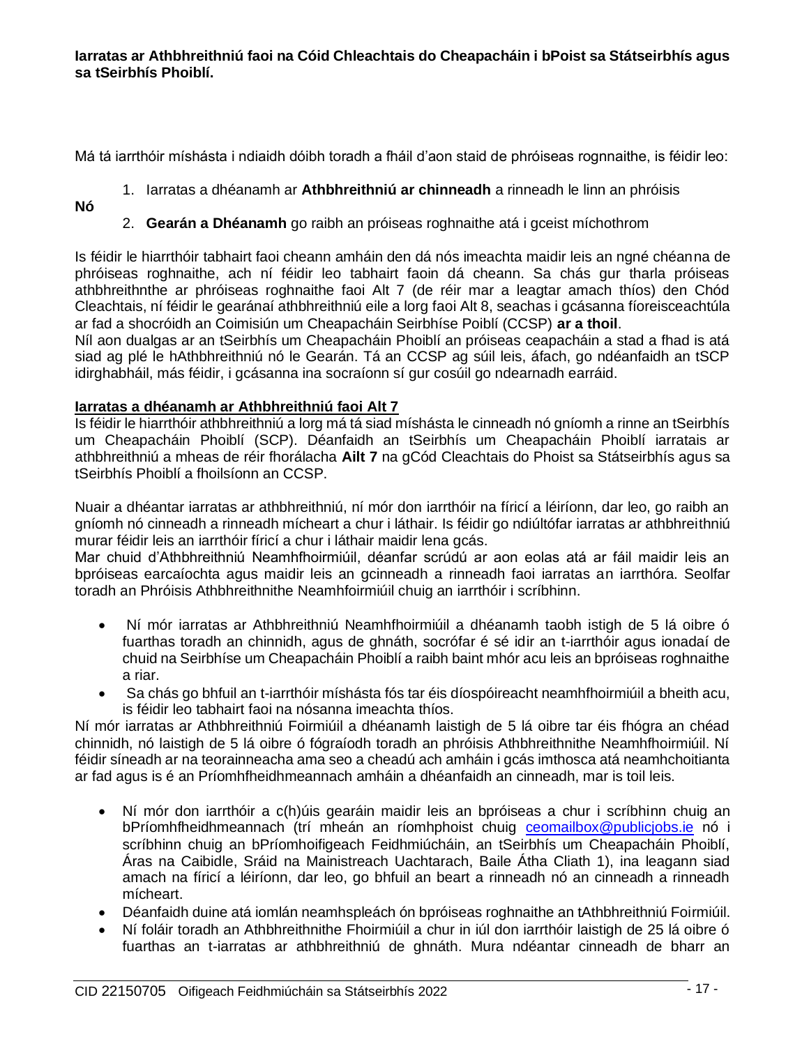**Iarratas ar Athbhreithniú faoi na Cóid Chleachtais do Cheapacháin i bPoist sa Státseirbhís agus sa tSeirbhís Phoiblí.**

Má tá iarrthóir míshásta i ndiaidh dóibh toradh a fháil d'aon staid de phróiseas rognnaithe, is féidir leo:

1. Iarratas a dhéanamh ar **Athbhreithniú ar chinneadh** a rinneadh le linn an phróisis

**Nó**

2. **Gearán a Dhéanamh** go raibh an próiseas roghnaithe atá i gceist míchothrom

Is féidir le hiarrthóir tabhairt faoi cheann amháin den dá nós imeachta maidir leis an ngné chéanna de phróiseas roghnaithe, ach ní féidir leo tabhairt faoin dá cheann. Sa chás gur tharla próiseas athbhreithnthe ar phróiseas roghnaithe faoi Alt 7 (de réir mar a leagtar amach thíos) den Chód Cleachtais, ní féidir le gearánaí athbhreithniú eile a lorg faoi Alt 8, seachas i gcásanna fíoreisceachtúla ar fad a shocróidh an Coimisiún um Cheapacháin Seirbhíse Poiblí (CCSP) **ar a thoil**.
Níl aon dualgas ar an tSeirbhís um Cheapacháin Phoiblí an próiseas ceapacháin a stad a fhad is atá siad ag plé le hAthbhreithniú nó le Gearán. Tá an CCSP ag súil leis, áfach, go ndéanfaidh an tSCP idirghabháil, más féidir, i gcásanna ina socraíonn sí gur cosúil go ndearnadh earráid.

**Iarratas a dhéanamh ar Athbhreithniú faoi Alt 7**

Is féidir le hiarrthóir athbhreithniú a lorg má tá siad míshásta le cinneadh nó gníomh a rinne an tSeirbhís um Cheapacháin Phoiblí (SCP). Déanfaidh an tSeirbhís um Cheapacháin Phoiblí iarratais ar athbhreithniú a mheas de réir fhorálacha **Ailt 7** na gCód Cleachtais do Phoist sa Státseirbhís agus sa tSeirbhís Phoiblí a fhoilsíonn an CCSP.

Nuair a dhéantar iarratas ar athbhreithniú, ní mór don iarrthóir na fíricí a léiríonn, dar leo, go raibh an gníomh nó cinneadh a rinneadh mícheart a chur i láthair. Is féidir go ndiúltófar iarratas ar athbhreithniú murar féidir leis an iarrthóir fíricí a chur i láthair maidir lena gcás.
Mar chuid d'Athbhreithniú Neamhfhoirmiúil, déanfar scrúdú ar aon eolas atá ar fáil maidir leis an bpróiseas earcaíochta agus maidir leis an gcinneadh a rinneadh faoi iarratas an iarrthóra. Seolfar toradh an Phróisis Athbhreithnithe Neamhfoirmiúil chuig an iarrthóir i scríbhinn.

- Ní mór iarratas ar Athbhreithniú Neamhfhoirmiúil a dhéanamh taobh istigh de 5 lá oibre ó fuarthas toradh an chinnidh, agus de ghnáth, socrófar é sé idir an t-iarrthóir agus ionadaí de chuid na Seirbhíse um Cheapacháin Phoiblí a raibh baint mhór acu leis an bpróiseas roghnaithe a riar.
- Sa chás go bhfuil an t-iarrthóir míshásta fós tar éis díospóireacht neamhfhoirmiúil a bheith acu, is féidir leo tabhairt faoi na nósanna imeachta thíos.

Ní mór iarratas ar Athbhreithniú Foirmiúil a dhéanamh laistigh de 5 lá oibre tar éis fhógra an chéad chinnidh, nó laistigh de 5 lá oibre ó fógraíodh toradh an phróisis Athbhreithnithe Neamhfhoirmiúil. Ní féidir síneadh ar na teorainneacha ama seo a cheadú ach amháin i gcás imthosca atá neamhchoitianta ar fad agus is é an Príomhfheidhmeannach amháin a dhéanfaidh an cinneadh, mar is toil leis.

- Ní mór don iarrthóir a c(h)úis gearáin maidir leis an bpróiseas a chur i scríbhinn chuig an bPríomhfheidhmeannach (trí mheán an ríomhphoist chuig ceomailbox@publicjobs.ie nó i scríbhinn chuig an bPríomhoifigeach Feidhmiúcháin, an tSeirbhís um Cheapacháin Phoiblí, Áras na Caibidle, Sráid na Mainistreach Uachtarach, Baile Átha Cliath 1), ina leagann siad amach na fíricí a léiríonn, dar leo, go bhfuil an beart a rinneadh nó an cinneadh a rinneadh mícheart.
- Déanfaidh duine atá iomlán neamhspleách ón bpróiseas roghnaithe an tAthbhreithniú Foirmiúil.
- Ní foláir toradh an Athbhreithnithe Fhoirmiúil a chur in iúl don iarrthóir laistigh de 25 lá oibre ó fuarthas an t-iarratas ar athbhreithniú de ghnáth. Mura ndéantar cinneadh de bharr an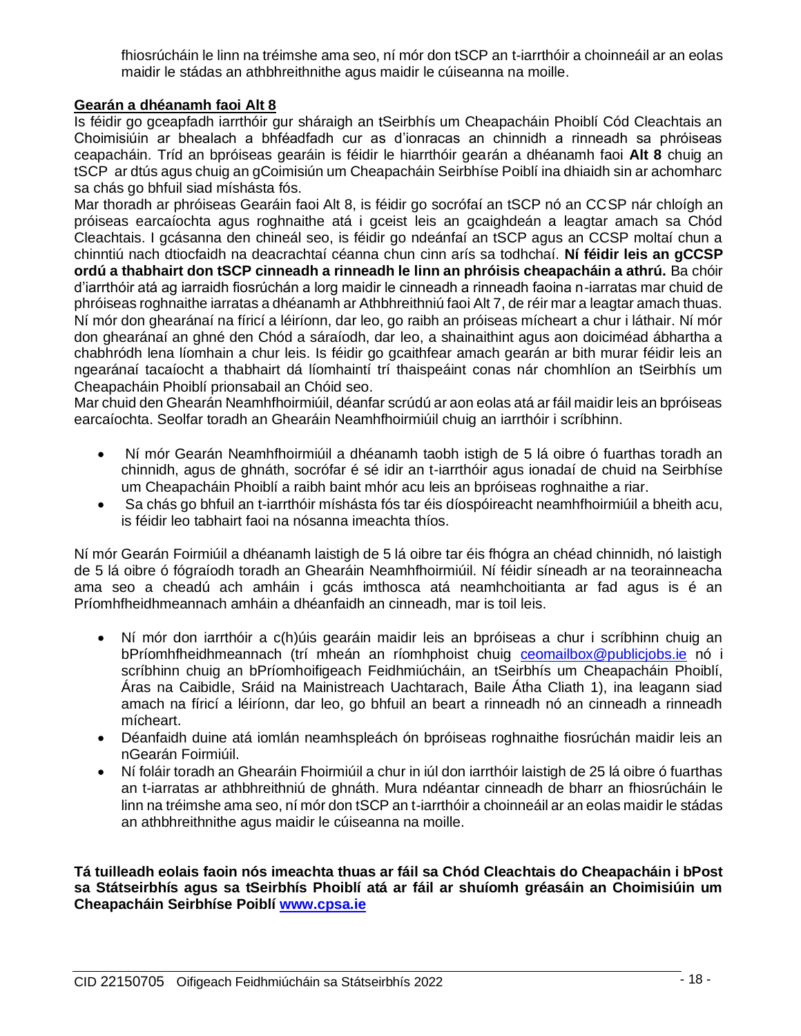fhiosrúcháin le linn na tréimshe ama seo, ní mór don tSCP an t-iarrthóir a choinneáil ar an eolas maidir le stádas an athbhreithnithe agus maidir le cúiseanna na moille.

**Gearán a dhéanamh faoi Alt 8**

Is féidir go gceapfadh iarrthóir gur sháraigh an tSeirbhís um Cheapacháin Phoiblí Cód Cleachtais an Choimisiúin ar bhealach a bhféadfadh cur as d'ionracas an chinnidh a rinneadh sa phróiseas ceapacháin. Tríd an bpróiseas gearáin is féidir le hiarrthóir gearán a dhéanamh faoi **Alt 8** chuig an tSCP ar dtús agus chuig an gCoimisiún um Cheapacháin Seirbhíse Poiblí ina dhiaidh sin ar achomharc sa chás go bhfuil siad míshásta fós.

Mar thoradh ar phróiseas Gearáin faoi Alt 8, is féidir go socrófaí an tSCP nó an CCSP nár chloígh an próiseas earcaíochta agus roghnaithe atá i gceist leis an gcaighdeán a leagtar amach sa Chód Cleachtais. I gcásanna den chineál seo, is féidir go ndeánfaí an tSCP agus an CCSP moltaí chun a chinntiú nach dtiocfaidh na deacrachtaí céanna chun cinn arís sa todhchaí. **Ní féidir leis an gCCSP ordú a thabhairt don tSCP cinneadh a rinneadh le linn an phróisis cheapacháin a athrú.** Ba chóir d'iarrthóir atá ag iarraidh fiosrúchán a lorg maidir le cinneadh a rinneadh faoina n-iarratas mar chuid de phróiseas roghnaithe iarratas a dhéanamh ar Athbhreithniú faoi Alt 7, de réir mar a leagtar amach thuas. Ní mór don ghearánaí na fíricí a léiríonn, dar leo, go raibh an próiseas mícheart a chur i láthair. Ní mór don ghearánaí an ghné den Chód a sáraíodh, dar leo, a shainaithint agus aon doiciméad ábhartha a chabhródh lena líomhain a chur leis. Is féidir go gcaithfear amach gearán ar bith murar féidir leis an ngearánaí tacaíocht a thabhairt dá líomhaintí trí thaispeáint conas nár chomhlíon an tSeirbhís um Cheapacháin Phoiblí prionsabail an Chóid seo.

Mar chuid den Ghearán Neamhfhoirmiúil, déanfar scrúdú ar aon eolas atá ar fáil maidir leis an bpróiseas earcaíochta. Seolfar toradh an Ghearáin Neamhfhoirmiúil chuig an iarrthóir i scríbhinn.

- Ní mór Gearán Neamhfhoirmiúil a dhéanamh taobh istigh de 5 lá oibre ó fuarthas toradh an chinnidh, agus de ghnáth, socrófar é sé idir an t-iarrthóir agus ionadaí de chuid na Seirbhíse um Cheapacháin Phoiblí a raibh baint mhór acu leis an bpróiseas roghnaithe a riar.
- Sa chás go bhfuil an t-iarrthóir míshásta fós tar éis díospóireacht neamhfhoirmiúil a bheith acu, is féidir leo tabhairt faoi na nósanna imeachta thíos.

Ní mór Gearán Foirmiúil a dhéanamh laistigh de 5 lá oibre tar éis fhógra an chéad chinnidh, nó laistigh de 5 lá oibre ó fógraíodh toradh an Ghearáin Neamhfhoirmiúil. Ní féidir síneadh ar na teorainneacha ama seo a cheadú ach amháin i gcás imthosca atá neamhchoitianta ar fad agus is é an Príomhfheidhmeannach amháin a dhéanfaidh an cinneadh, mar is toil leis.

- Ní mór don iarrthóir a c(h)úis gearáin maidir leis an bpróiseas a chur i scríbhinn chuig an bPríomhfheidhmeannach (trí mheán an ríomhphoist chuig ceomailbox@publicjobs.ie nó i scríbhinn chuig an bPríomhoifigeach Feidhmiúcháin, an tSeirbhís um Cheapacháin Phoiblí, Áras na Caibidle, Sráid na Mainistreach Uachtarach, Baile Átha Cliath 1), ina leagann siad amach na fíricí a léiríonn, dar leo, go bhfuil an beart a rinneadh nó an cinneadh a rinneadh mícheart.
- Déanfaidh duine atá iomlán neamhspleách ón bpróiseas roghnaithe fiosrúchán maidir leis an nGearán Foirmiúil.
- Ní foláir toradh an Ghearáin Fhoirmiúil a chur in iúl don iarrthóir laistigh de 25 lá oibre ó fuarthas an t-iarratas ar athbhreithniú de ghnáth. Mura ndéantar cinneadh de bharr an fhiosrúcháin le linn na tréimshe ama seo, ní mór don tSCP an t-iarrthóir a choinneáil ar an eolas maidir le stádas an athbhreithnithe agus maidir le cúiseanna na moille.

**Tá tuilleadh eolais faoin nós imeachta thuas ar fáil sa Chód Cleachtais do Cheapacháin i bPost sa Státseirbhís agus sa tSeirbhís Phoiblí atá ar fáil ar shuíomh gréasáin an Choimisiúin um Cheapacháin Seirbhíse Poiblí www.cpsa.ie**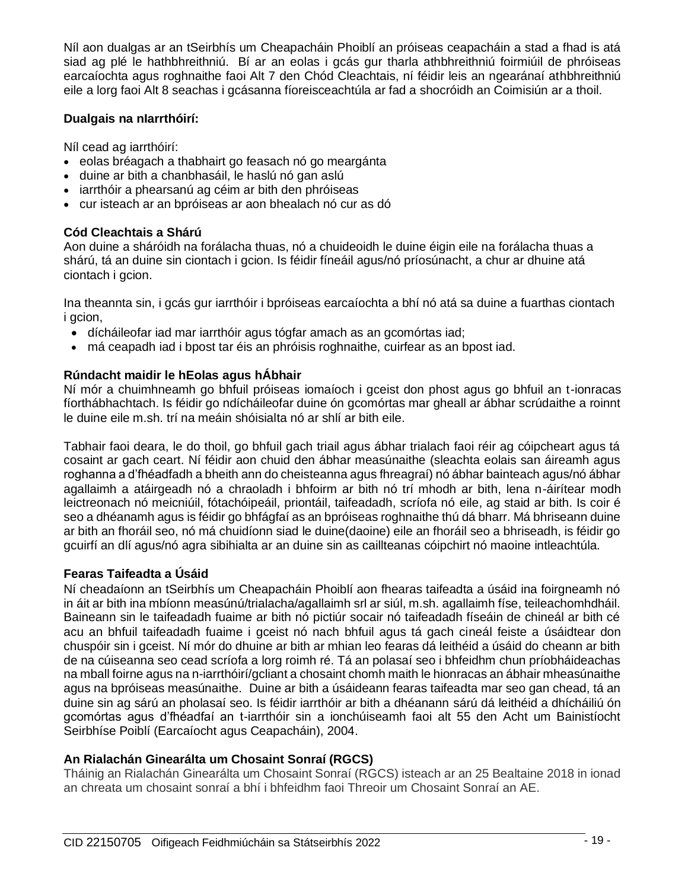Níl aon dualgas ar an tSeirbhís um Cheapacháin Phoiblí an próiseas ceapacháin a stad a fhad is atá siad ag plé le hathbhreithniú. Bí ar an eolas i gcás gur tharla athbhreithniú foirmiúil de phróiseas earcaíochta agus roghnaithe faoi Alt 7 den Chód Cleachtais, ní féidir leis an ngearánaí athbhreithniú eile a lorg faoi Alt 8 seachas i gcásanna fíoreisceachtúla ar fad a shocróidh an Coimisiún ar a thoil.

**Dualgais na nIarrthóirí:**

Níl cead ag iarrthóirí:

- eolas bréagach a thabhairt go feasach nó go meargánta
- duine ar bith a chanbhasáil, le haslú nó gan aslú
- iarrthóir a phearsanú ag céim ar bith den phróiseas
- cur isteach ar an bpróiseas ar aon bhealach nó cur as dó

**Cód Cleachtais a Shárú**

Aon duine a sháróidh na forálacha thuas, nó a chuideoidh le duine éigin eile na forálacha thuas a shárú, tá an duine sin ciontach i gcion. Is féidir fíneáil agus/nó príosúnacht, a chur ar dhuine atá ciontach i gcion.

Ina theannta sin, i gcás gur iarrthóir i bpróiseas earcaíochta a bhí nó atá sa duine a fuarthas ciontach i gcion,

- dícháileofar iad mar iarrthóir agus tógfar amach as an gcomórtas iad;
- má ceapadh iad i bpost tar éis an phróisis roghnaithe, cuirfear as an bpost iad.

**Rúndacht maidir le hEolas agus hÁbhair**

Ní mór a chuimhneamh go bhfuil próiseas iomaíoch i gceist don phost agus go bhfuil an t-ionracas fíorthábhachtach. Is féidir go ndícháileofar duine ón gcomórtas mar gheall ar ábhar scrúdaithe a roinnt le duine eile m.sh. trí na meáin shóisialta nó ar shlí ar bith eile.

Tabhair faoi deara, le do thoil, go bhfuil gach triail agus ábhar trialach faoi réir ag cóipcheart agus tá cosaint ar gach ceart. Ní féidir aon chuid den ábhar measúnaithe (sleachta eolais san áireamh agus roghanna a d'fhéadfadh a bheith ann do cheisteanna agus fhreagraí) nó ábhar bainteach agus/nó ábhar agallaimh a atáirgeadh nó a chraoladh i bhfoirm ar bith nó trí mhodh ar bith, lena n-áirítear modh leictreonach nó meicniúil, fótachóipeáil, priontáil, taifeadadh, scríofa nó eile, ag staid ar bith. Is coir é seo a dhéanamh agus is féidir go bhfágfaí as an bpróiseas roghnaithe thú dá bharr. Má bhriseann duine ar bith an fhoráil seo, nó má chuidíonn siad le duine(daoine) eile an fhoráil seo a bhriseadh, is féidir go gcuirfí an dlí agus/nó agra sibihialta ar an duine sin as caillteanas cóipchirt nó maoine intleachtúla.

**Fearas Taifeadta a Úsáid**

Ní cheadaíonn an tSeirbhís um Cheapacháin Phoiblí aon fhearas taifeadta a úsáid ina foirgneamh nó in áit ar bith ina mbíonn measúnú/trialacha/agallaimh srl ar siúl, m.sh. agallaimh físe, teileachomhdháil. Baineann sin le taifeadadh fuaime ar bith nó pictiúr socair nó taifeadadh físeáin de chineál ar bith cé acu an bhfuil taifeadadh fuaime i gceist nó nach bhfuil agus tá gach cineál feiste a úsáidtear don chuspóir sin i gceist. Ní mór do dhuine ar bith ar mhian leo fearas dá leithéid a úsáid do cheann ar bith de na cúiseanna seo cead scríofa a lorg roimh ré. Tá an polasaí seo i bhfeidhm chun príobháideachas na mball foirne agus na n-iarrthóirí/gcliant a chosaint chomh maith le hionracas an ábhair mheasúnaithe agus na bpróiseas measúnaithe. Duine ar bith a úsáideann fearas taifeadta mar seo gan chead, tá an duine sin ag sárú an pholasaí seo. Is féidir iarrthóir ar bith a dhéanann sárú dá leithéid a dhícháiliú ón gcomórtas agus d'fhéadfaí an t-iarrthóir sin a ionchúiseamh faoi alt 55 den Acht um Bainistíocht Seirbhíse Poiblí (Earcaíocht agus Ceapacháin), 2004.

**An Rialachán Ginearálta um Chosaint Sonraí (RGCS)**

Tháinig an Rialachán Ginearálta um Chosaint Sonraí (RGCS) isteach ar an 25 Bealtaine 2018 in ionad an chreata um chosaint sonraí a bhí i bhfeidhm faoi Threoir um Chosaint Sonraí an AE.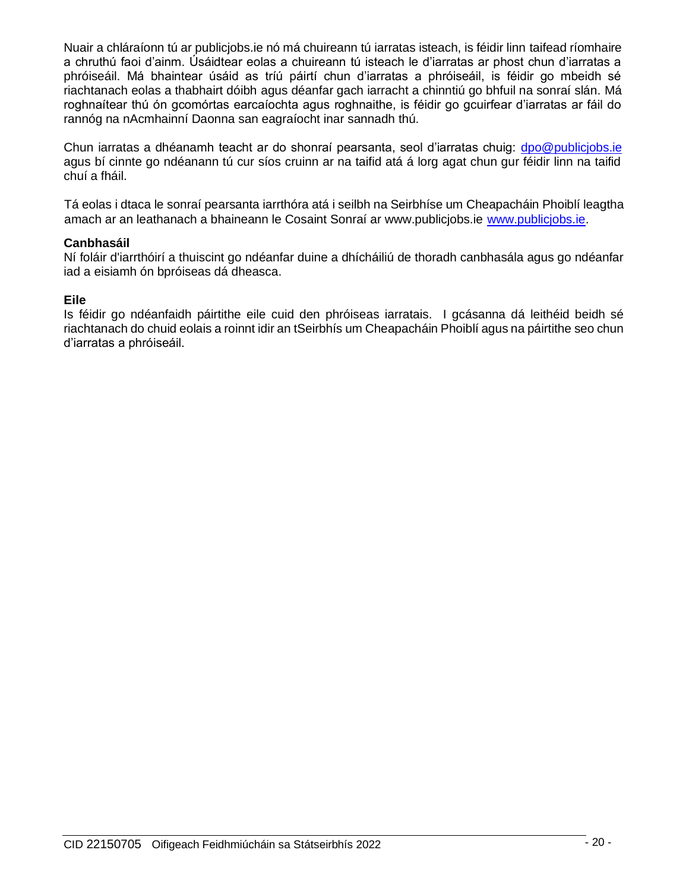Nuair a chláraíonn tú ar publicjobs.ie nó má chuireann tú iarratas isteach, is féidir linn taifead ríomhaire a chruthú faoi d'ainm. Úsáidtear eolas a chuireann tú isteach le d'iarratas ar phost chun d'iarratas a phróiseáil. Má bhaintear úsáid as tríú páirtí chun d'iarratas a phróiseáil, is féidir go mbeidh sé riachtanach eolas a thabhairt dóibh agus déanfar gach iarracht a chinntiú go bhfuil na sonraí slán. Má roghnaítear thú ón gcomórtas earcaíochta agus roghnaithe, is féidir go gcuirfear d'iarratas ar fáil do rannóg na nAcmhainní Daonna san eagraíocht inar sannadh thú.

Chun iarratas a dhéanamh teacht ar do shonraí pearsanta, seol d'iarratas chuig: dpo@publicjobs.ie agus bí cinnte go ndéanann tú cur síos cruinn ar na taifid atá á lorg agat chun gur féidir linn na taifid chuí a fháil.

Tá eolas i dtaca le sonraí pearsanta iarrthóra atá i seilbh na Seirbhíse um Cheapacháin Phoiblí leagtha amach ar an leathanach a bhaineann le Cosaint Sonraí ar www.publicjobs.ie www.publicjobs.ie.

**Canbhasáil**

Ní foláir d'iarrthóirí a thuiscint go ndéanfar duine a dhícháiliú de thoradh canbhasála agus go ndéanfar iad a eisiamh ón bpróiseas dá dheasca.

**Eile**

Is féidir go ndéanfaidh páirtithe eile cuid den phróiseas iarratais. I gcásanna dá leithéid beidh sé riachtanach do chuid eolais a roinnt idir an tSeirbhís um Cheapacháin Phoiblí agus na páirtithe seo chun d'iarratas a phróiseáil.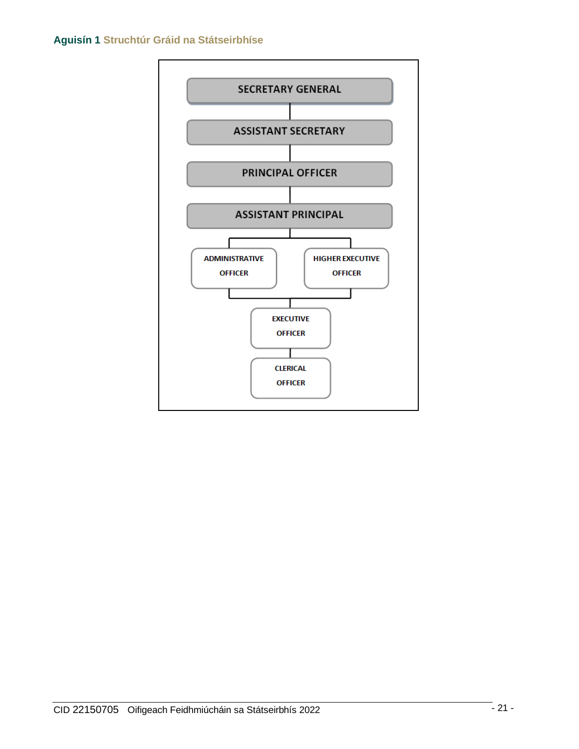**Aguisín 1 Struchtúr Gráid na Státseirbhíse**

SECRETARY GENERAL

ASSISTANT SECRETARY

PRINCIPAL OFFICER

ASSISTANT PRINCIPAL

ADMINISTRATIVE OFFICER

HIGHER EXECUTIVE OFFICER

EXECUTIVE OFFICER

CLERICAL OFFICER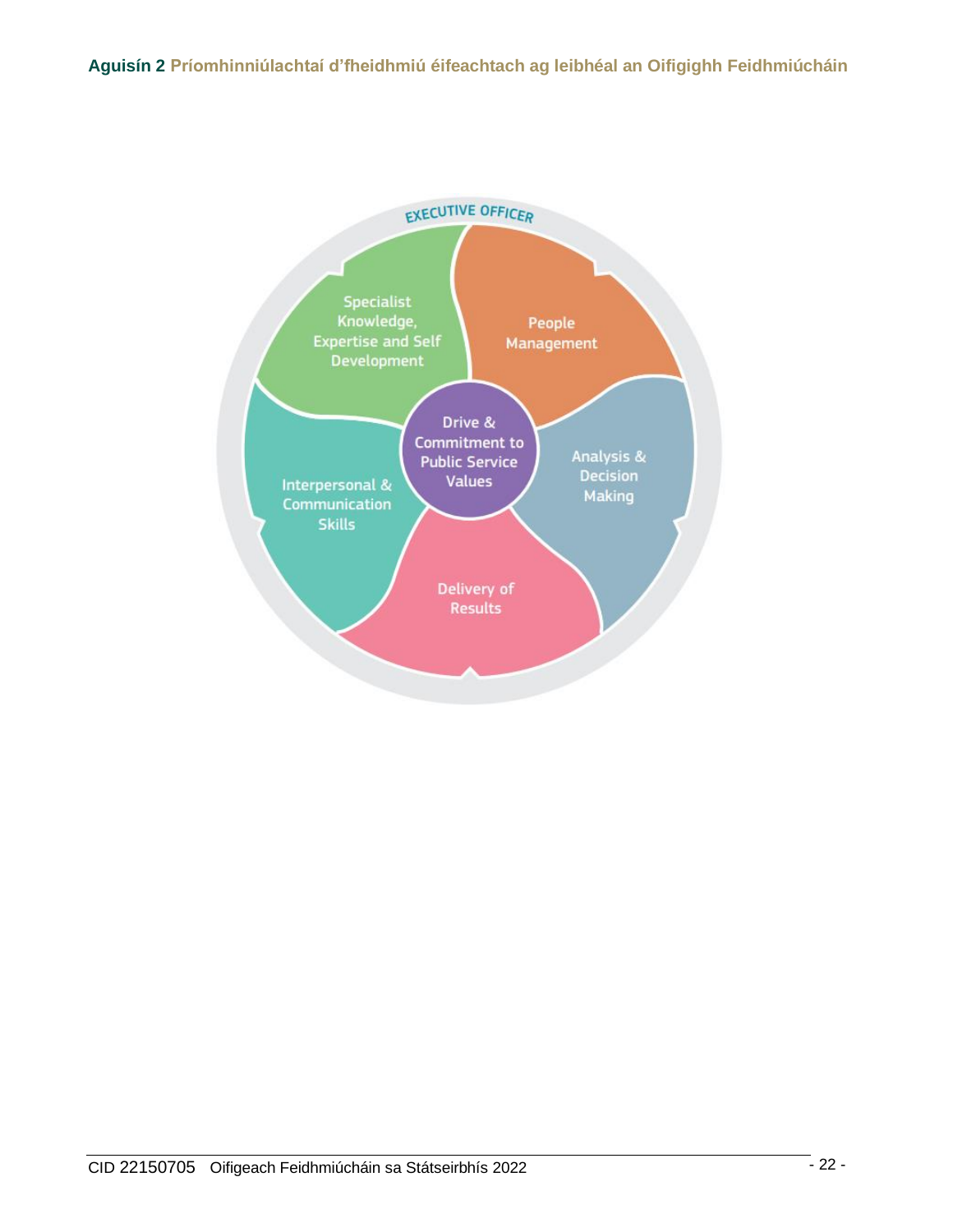**Aguisín 2 Príomhinniúlachtaí d'fheidhmiú éifeachtach ag leibhéal an Oifigighh Feidhmiúcháin**

EXECUTIVE OFFICER

- Specialist Knowledge, Expertise and Self Development
- People Management
- Drive & Commitment to Public Service Values
- Analysis & Decision Making
- Delivery of Results
- Interpersonal & Communication Skills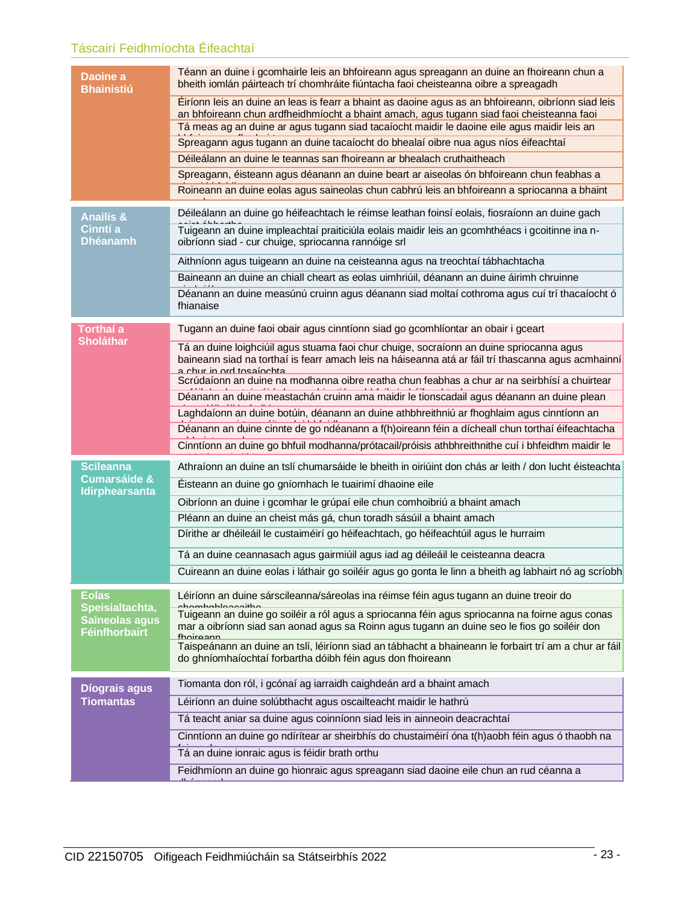## Táscairí Feidhmíochta Éifeachtaí

| | |
|---|---|
| **Daoine a Bhainistiú** | Téann an duine i gcomhairle leis an bhfoireann agus spreagann an duine an fhoireann chun a bheith iomlán páirteach trí chomhráite fiúntacha faoi cheisteanna oibre a spreagadh |
| | Éiríonn leis an duine an leas is fearr a bhaint as daoine agus as an bhfoireann, oibríonn siad leis an bhfoireann chun ardfheidhmíocht a bhaint amach, agus tugann siad faoi cheisteanna faoi |
| | Tá meas ag an duine ar agus tugann siad tacaíocht maidir le daoine eile agus maidir leis an |
| | Spreagann agus tugann an duine tacaíocht do bhealaí oibre nua agus níos éifeachtaí |
| | Déileálann an duine le teannas san fhoireann ar bhealach cruthaitheach |
| | Spreagann, éisteann agus déanann an duine beart ar aiseolas ón bhfoireann chun feabhas a |
| | Roinneann an duine eolas agus saineolas chun cabhrú leis an bhfoireann a spriocanna a bhaint |
| **Anailís & Cinntí a Dhéanamh** | Déileálann an duine go héifeachtach le réimse leathan foinsí eolais, fiosraíonn an duine gach |
| | Tuigeann an duine impleachtaí praiticiúla eolais maidir leis an gcomhthéacs i gcoitinne ina n-oibríonn siad - cur chuige, spriocanna rannóige srl |
| | Aithníonn agus tuigeann an duine na ceisteanna agus na treochtaí tábhachtacha |
| | Baineann an duine an chiall cheart as eolas uimhriúil, déanann an duine áirimh chruinne |
| | Déanann an duine measúnú cruinn agus déanann siad moltaí cothroma agus cuí trí thacaíocht ó fhianaise |
| **Torthaí a Sholáthar** | Tugann an duine faoi obair agus cinntíonn siad go gcomhlíontar an obair i gceart |
| | Tá an duine loighciúil agus stuama faoi chur chuige, socraíonn an duine spriocanna agus baineann siad na torthaí is fearr amach leis na háiseanna atá ar fáil trí thascanna agus acmhainní a chur in ord tosaíochta |
| | Scrúdaíonn an duine na modhanna oibre reatha chun feabhas a chur ar na seirbhísí a chuirtear |
| | Déanann an duine meastachán cruinn ama maidir le tionscadail agus déanann an duine plean |
| | Laghdaíonn an duine botúin, déanann an duine athbhreithniú ar fhoghlaim agus cinntíonn an |
| | Déanann an duine cinnte de go ndéanann a f(h)oireann féin a dícheall chun torthaí éifeachtacha |
| | Cinntíonn an duine go bhfuil modhanna/prótacail/próisis athbhreithnithe cuí i bhfeidhm maidir le |
| **Scileanna Cumarsáide & Idirphearsanta** | Athraíonn an duine an tslí chumarsáide le bheith in oiriúint don chás ar leith / don lucht éisteachta |
| | Éisteann an duine go gníomhach le tuairimí dhaoine eile |
| | Oibríonn an duine i gcomhar le grúpaí eile chun comhoibriú a bhaint amach |
| | Pléann an duine an cheist más gá, chun toradh sásúil a bhaint amach |
| | Dírithe ar dhéileáil le custaiméirí go héifeachtach, go héifeachtúil agus le hurraim |
| | Tá an duine ceannasach agus gairmiúil agus iad ag déileáil le ceisteanna deacra |
| | Cuireann an duine eolas i láthair go soiléir agus go gonta le linn a bheith ag labhairt nó ag scríobh |
| **Eolas Speisialtachta, Saineolas agus Féinfhorbairt** | Léiríonn an duine sárscileanna/sáreolas ina réimse féin agus tugann an duine treoir do chomhghleacaithe |
| | Tuigeann an duine go soiléir a ról agus a spriocanna féin agus spriocanna na foirne agus conas mar a oibríonn siad san aonad agus sa Roinn agus tugann an duine seo le fios go soiléir don fhoireann |
| | Taispeánann an duine an tslí, léiríonn siad an tábhacht a bhaineann le forbairt trí am a chur ar fáil do ghníomhaíochtaí forbartha dóibh féin agus don fhoireann |
| **Díograis agus Tiomantas** | Tiomanta don ról, i gcónaí ag iarraidh caighdeán ard a bhaint amach |
| | Léiríonn an duine solúbthacht agus oscailteacht maidir le hathrú |
| | Tá teacht aniar sa duine agus coinníonn siad leis in ainneoin deacrachtaí |
| | Cinntíonn an duine go ndírítear ar sheirbhís do chustaiméirí óna t(h)aobh féin agus ó thaobh na foirne |
| | Tá an duine ionraic agus is féidir brath orthu |
| | Feidhmíonn an duine go hionraic agus spreagann siad daoine eile chun an rud céanna a dhéanamh |